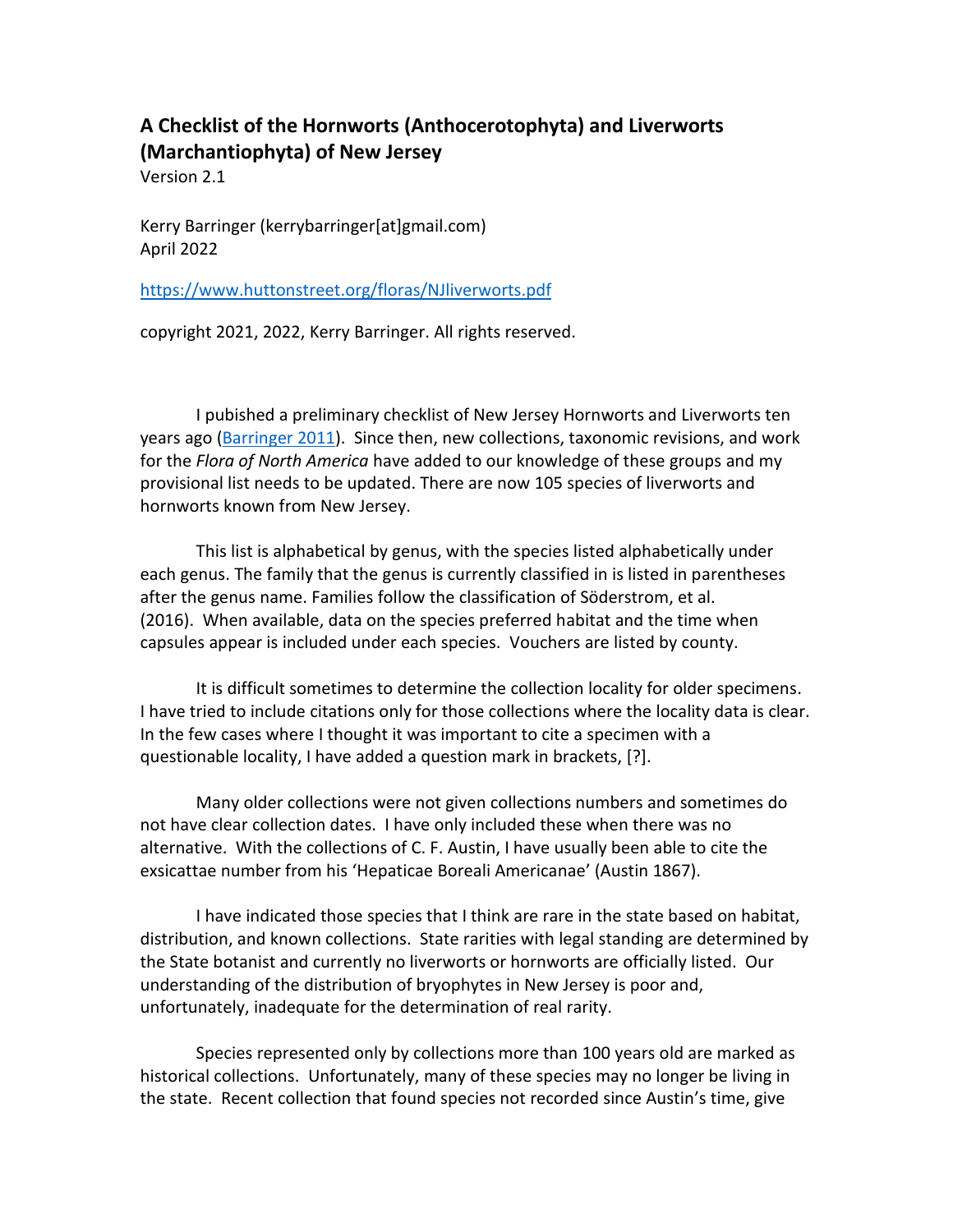# A Checklist of the Hornworts (Anthocerotophyta) and Liverworts (Marchantiophyta) of New Jersey

Version 2.1

Kerry Barringer (kerrybarringer[at]gmail.com)
April 2022

https://www.huttonstreet.org/floras/NJliverworts.pdf

copyright 2021, 2022, Kerry Barringer. All rights reserved.

I pubished a preliminary checklist of New Jersey Hornworts and Liverworts ten years ago (Barringer 2011). Since then, new collections, taxonomic revisions, and work for the *Flora of North America* have added to our knowledge of these groups and my provisional list needs to be updated. There are now 105 species of liverworts and hornworts known from New Jersey.

This list is alphabetical by genus, with the species listed alphabetically under each genus. The family that the genus is currently classified in is listed in parentheses after the genus name. Families follow the classification of Söderstrom, et al. (2016). When available, data on the species preferred habitat and the time when capsules appear is included under each species. Vouchers are listed by county.

It is difficult sometimes to determine the collection locality for older specimens. I have tried to include citations only for those collections where the locality data is clear. In the few cases where I thought it was important to cite a specimen with a questionable locality, I have added a question mark in brackets, [?].

Many older collections were not given collections numbers and sometimes do not have clear collection dates. I have only included these when there was no alternative. With the collections of C. F. Austin, I have usually been able to cite the exsicattae number from his 'Hepaticae Boreali Americanae' (Austin 1867).

I have indicated those species that I think are rare in the state based on habitat, distribution, and known collections. State rarities with legal standing are determined by the State botanist and currently no liverworts or hornworts are officially listed. Our understanding of the distribution of bryophytes in New Jersey is poor and, unfortunately, inadequate for the determination of real rarity.

Species represented only by collections more than 100 years old are marked as historical collections. Unfortunately, many of these species may no longer be living in the state. Recent collection that found species not recorded since Austin's time, give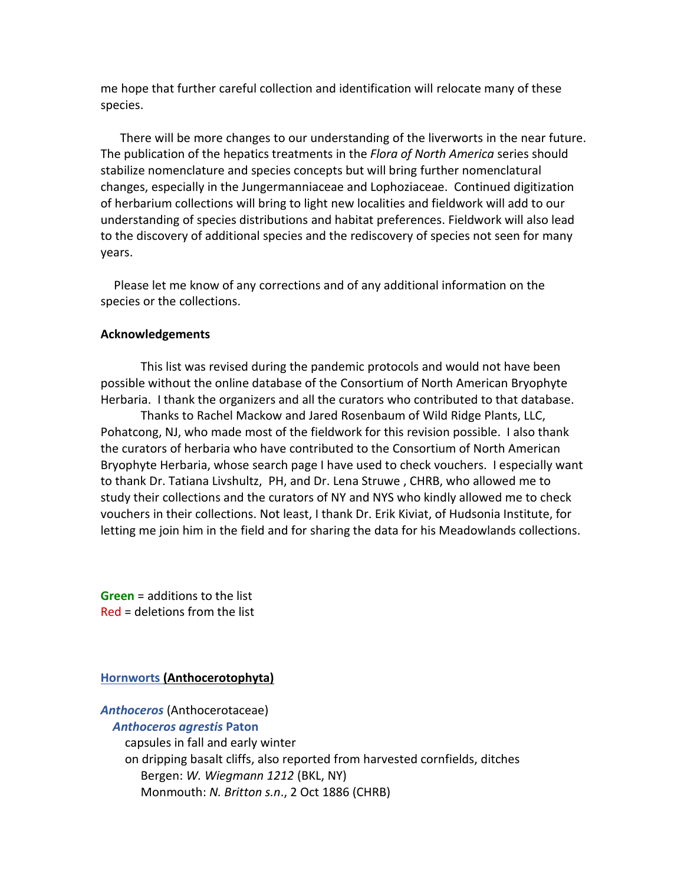me hope that further careful collection and identification will relocate many of these species.

There will be more changes to our understanding of the liverworts in the near future. The publication of the hepatics treatments in the *Flora of North America* series should stabilize nomenclature and species concepts but will bring further nomenclatural changes, especially in the Jungermanniaceae and Lophoziaceae. Continued digitization of herbarium collections will bring to light new localities and fieldwork will add to our understanding of species distributions and habitat preferences. Fieldwork will also lead to the discovery of additional species and the rediscovery of species not seen for many years.

Please let me know of any corrections and of any additional information on the species or the collections.

**Acknowledgements**

This list was revised during the pandemic protocols and would not have been possible without the online database of the Consortium of North American Bryophyte Herbaria. I thank the organizers and all the curators who contributed to that database.

Thanks to Rachel Mackow and Jared Rosenbaum of Wild Ridge Plants, LLC, Pohatcong, NJ, who made most of the fieldwork for this revision possible. I also thank the curators of herbaria who have contributed to the Consortium of North American Bryophyte Herbaria, whose search page I have used to check vouchers. I especially want to thank Dr. Tatiana Livshultz, PH, and Dr. Lena Struwe , CHRB, who allowed me to study their collections and the curators of NY and NYS who kindly allowed me to check vouchers in their collections. Not least, I thank Dr. Erik Kiviat, of Hudsonia Institute, for letting me join him in the field and for sharing the data for his Meadowlands collections.

**Green** = additions to the list
Red = deletions from the list

**Hornworts (Anthocerotophyta)**

***Anthoceros*** (Anthocerotaceae)

***Anthoceros agrestis* Paton**

capsules in fall and early winter

on dripping basalt cliffs, also reported from harvested cornfields, ditches

Bergen: *W. Wiegmann 1212* (BKL, NY)

Monmouth: *N. Britton s.n*., 2 Oct 1886 (CHRB)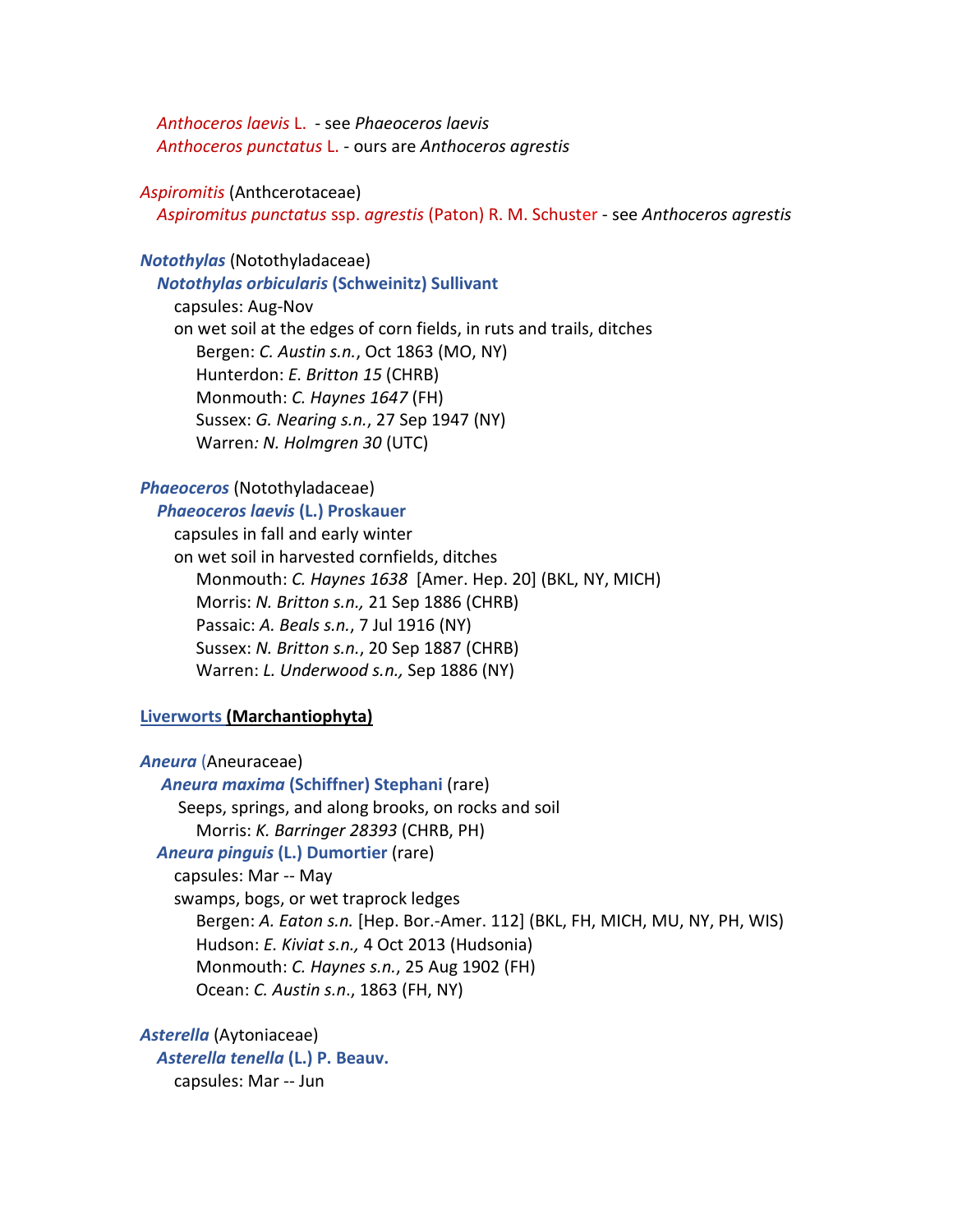*Anthoceros laevis* L. - see *Phaeoceros laevis*
*Anthoceros punctatus* L. - ours are *Anthoceros agrestis*

*Aspiromitis* (Anthcerotaceae)
*Aspiromitus punctatus* ssp. *agrestis* (Paton) R. M. Schuster - see *Anthoceros agrestis*

***Notothylas*** (Notothyladaceae)
***Notothylas orbicularis* (Schweinitz) Sullivant**
capsules: Aug-Nov
on wet soil at the edges of corn fields, in ruts and trails, ditches
Bergen: *C. Austin s.n.*, Oct 1863 (MO, NY)
Hunterdon: *E. Britton 15* (CHRB)
Monmouth: *C. Haynes 1647* (FH)
Sussex: *G. Nearing s.n.*, 27 Sep 1947 (NY)
Warren*: N. Holmgren 30* (UTC)

***Phaeoceros*** (Notothyladaceae)
***Phaeoceros laevis* (L.) Proskauer**
capsules in fall and early winter
on wet soil in harvested cornfields, ditches
Monmouth: *C. Haynes 1638* [Amer. Hep. 20] (BKL, NY, MICH)
Morris: *N. Britton s.n.,* 21 Sep 1886 (CHRB)
Passaic: *A. Beals s.n.*, 7 Jul 1916 (NY)
Sussex: *N. Britton s.n.*, 20 Sep 1887 (CHRB)
Warren: *L. Underwood s.n.,* Sep 1886 (NY)

**Liverworts (Marchantiophyta)**

***Aneura*** (Aneuraceae)
***Aneura maxima* (Schiffner) Stephani** (rare)
Seeps, springs, and along brooks, on rocks and soil
Morris: *K. Barringer 28393* (CHRB, PH)
***Aneura pinguis* (L.) Dumortier** (rare)
capsules: Mar -- May
swamps, bogs, or wet traprock ledges
Bergen: *A. Eaton s.n.* [Hep. Bor.-Amer. 112] (BKL, FH, MICH, MU, NY, PH, WIS)
Hudson: *E. Kiviat s.n.,* 4 Oct 2013 (Hudsonia)
Monmouth: *C. Haynes s.n.*, 25 Aug 1902 (FH)
Ocean: *C. Austin s.n*., 1863 (FH, NY)

***Asterella*** (Aytoniaceae)
***Asterella tenella* (L.) P. Beauv.**
capsules: Mar -- Jun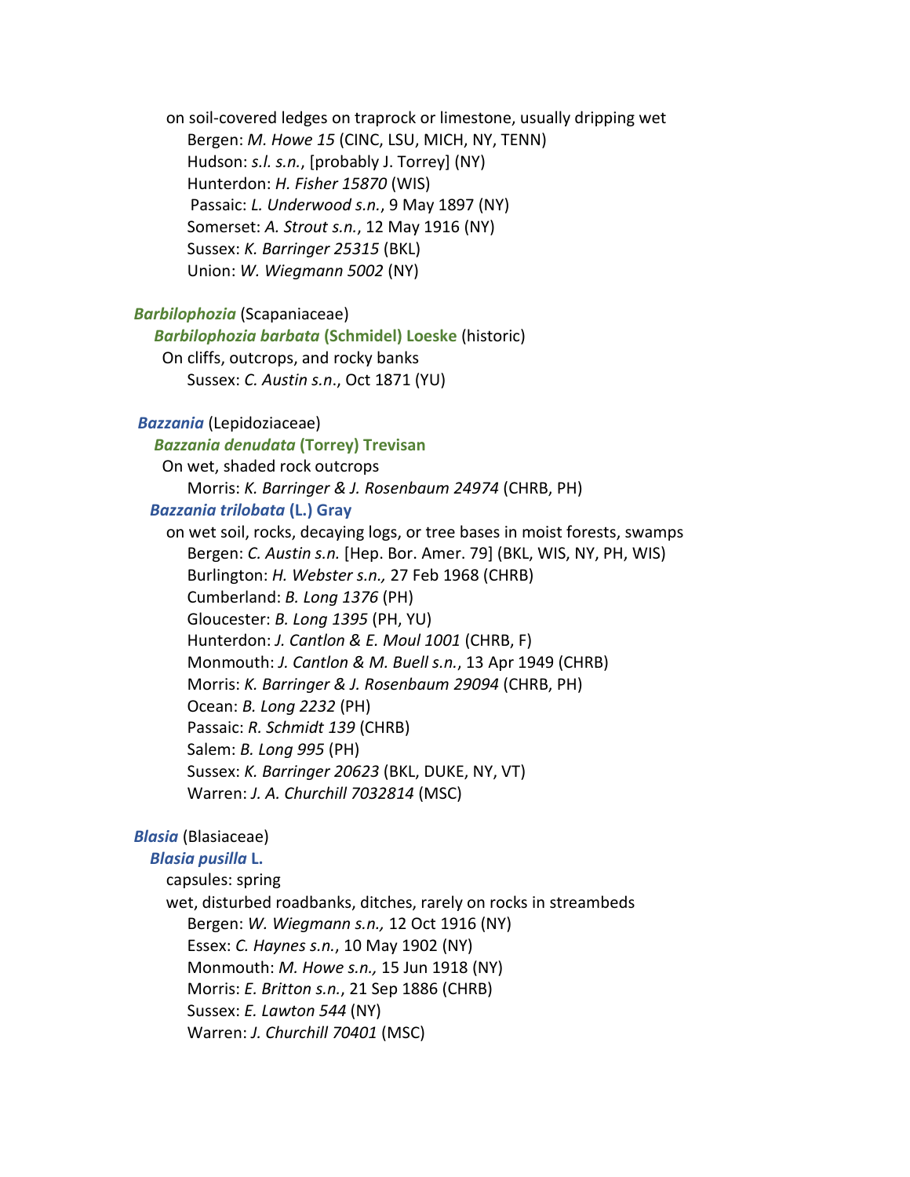on soil-covered ledges on traprock or limestone, usually dripping wet

Bergen: *M. Howe 15* (CINC, LSU, MICH, NY, TENN)
Hudson: *s.l. s.n.*, [probably J. Torrey] (NY)
Hunterdon: *H. Fisher 15870* (WIS)
Passaic: *L. Underwood s.n.*, 9 May 1897 (NY)
Somerset: *A. Strout s.n.*, 12 May 1916 (NY)
Sussex: *K. Barringer 25315* (BKL)
Union: *W. Wiegmann 5002* (NY)

***Barbilophozia*** (Scapaniaceae)

***Barbilophozia barbata* (Schmidel) Loeske** (historic)

On cliffs, outcrops, and rocky banks

Sussex: *C. Austin s.n*., Oct 1871 (YU)

***Bazzania*** (Lepidoziaceae)

***Bazzania denudata* (Torrey) Trevisan**

On wet, shaded rock outcrops

Morris: *K. Barringer & J. Rosenbaum 24974* (CHRB, PH)

***Bazzania trilobata* (L.) Gray**

on wet soil, rocks, decaying logs, or tree bases in moist forests, swamps

Bergen: *C. Austin s.n.* [Hep. Bor. Amer. 79] (BKL, WIS, NY, PH, WIS)
Burlington: *H. Webster s.n.,* 27 Feb 1968 (CHRB)
Cumberland: *B. Long 1376* (PH)
Gloucester: *B. Long 1395* (PH, YU)
Hunterdon: *J. Cantlon & E. Moul 1001* (CHRB, F)
Monmouth: *J. Cantlon & M. Buell s.n.*, 13 Apr 1949 (CHRB)
Morris: *K. Barringer & J. Rosenbaum 29094* (CHRB, PH)
Ocean: *B. Long 2232* (PH)
Passaic: *R. Schmidt 139* (CHRB)
Salem: *B. Long 995* (PH)
Sussex: *K. Barringer 20623* (BKL, DUKE, NY, VT)
Warren: *J. A. Churchill 7032814* (MSC)

***Blasia*** (Blasiaceae)

***Blasia pusilla* L.**

capsules: spring

wet, disturbed roadbanks, ditches, rarely on rocks in streambeds

Bergen: *W. Wiegmann s.n.,* 12 Oct 1916 (NY)
Essex: *C. Haynes s.n.*, 10 May 1902 (NY)
Monmouth: *M. Howe s.n.,* 15 Jun 1918 (NY)
Morris: *E. Britton s.n.*, 21 Sep 1886 (CHRB)
Sussex: *E. Lawton 544* (NY)
Warren: *J. Churchill 70401* (MSC)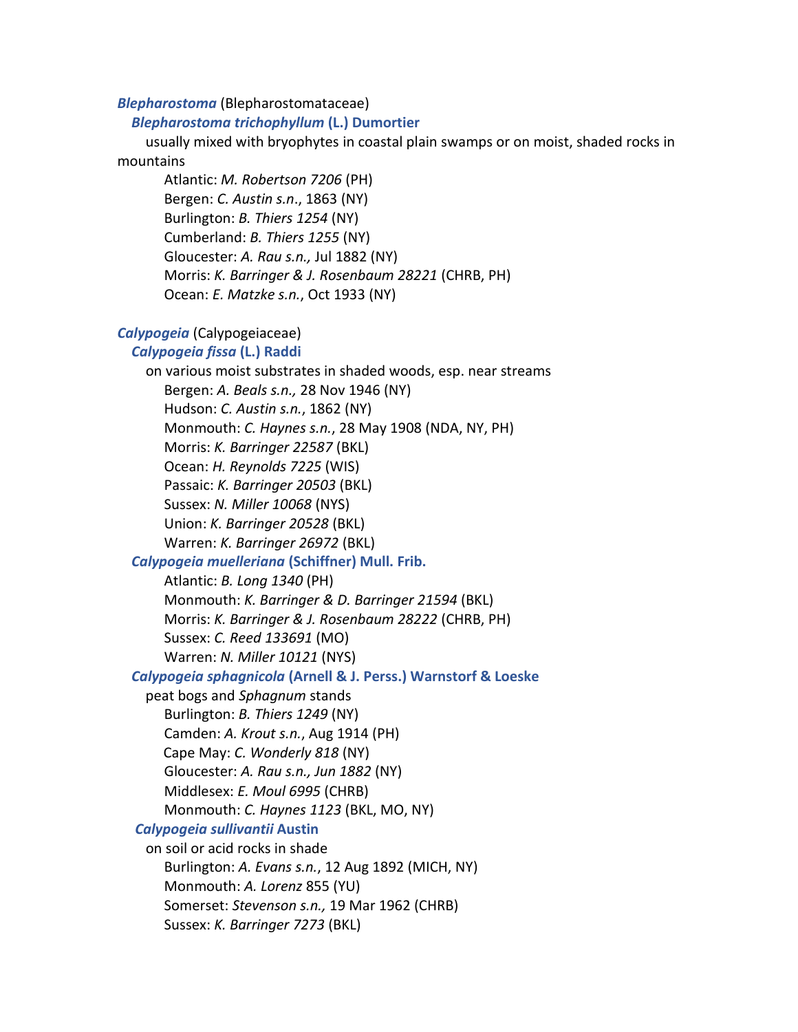***Blepharostoma*** (Blepharostomataceae)

***Blepharostoma trichophyllum* (L.) Dumortier**

usually mixed with bryophytes in coastal plain swamps or on moist, shaded rocks in mountains

Atlantic: *M. Robertson 7206* (PH)
Bergen: *C. Austin s.n*., 1863 (NY)
Burlington: *B. Thiers 1254* (NY)
Cumberland: *B. Thiers 1255* (NY)
Gloucester: *A. Rau s.n.,* Jul 1882 (NY)
Morris: *K. Barringer & J. Rosenbaum 28221* (CHRB, PH)
Ocean: *E. Matzke s.n.*, Oct 1933 (NY)

***Calypogeia*** (Calypogeiaceae)

***Calypogeia fissa* (L.) Raddi**

on various moist substrates in shaded woods, esp. near streams

Bergen: *A. Beals s.n.,* 28 Nov 1946 (NY)
Hudson: *C. Austin s.n.*, 1862 (NY)
Monmouth: *C. Haynes s.n.*, 28 May 1908 (NDA, NY, PH)
Morris: *K. Barringer 22587* (BKL)
Ocean: *H. Reynolds 7225* (WIS)
Passaic: *K. Barringer 20503* (BKL)
Sussex: *N. Miller 10068* (NYS)
Union: *K. Barringer 20528* (BKL)
Warren: *K. Barringer 26972* (BKL)

***Calypogeia muelleriana* (Schiffner) Mull. Frib.**

Atlantic: *B. Long 1340* (PH)
Monmouth: *K. Barringer & D. Barringer 21594* (BKL)
Morris: *K. Barringer & J. Rosenbaum 28222* (CHRB, PH)
Sussex: *C. Reed 133691* (MO)
Warren: *N. Miller 10121* (NYS)

***Calypogeia sphagnicola* (Arnell & J. Perss.) Warnstorf & Loeske**

peat bogs and *Sphagnum* stands

Burlington: *B. Thiers 1249* (NY)
Camden: *A. Krout s.n.*, Aug 1914 (PH)
Cape May: *C. Wonderly 818* (NY)
Gloucester: *A. Rau s.n., Jun 1882* (NY)
Middlesex: *E. Moul 6995* (CHRB)
Monmouth: *C. Haynes 1123* (BKL, MO, NY)

***Calypogeia sullivantii* Austin**

on soil or acid rocks in shade

Burlington: *A. Evans s.n.*, 12 Aug 1892 (MICH, NY)
Monmouth: *A. Lorenz* 855 (YU)
Somerset: *Stevenson s.n.,* 19 Mar 1962 (CHRB)
Sussex: *K. Barringer 7273* (BKL)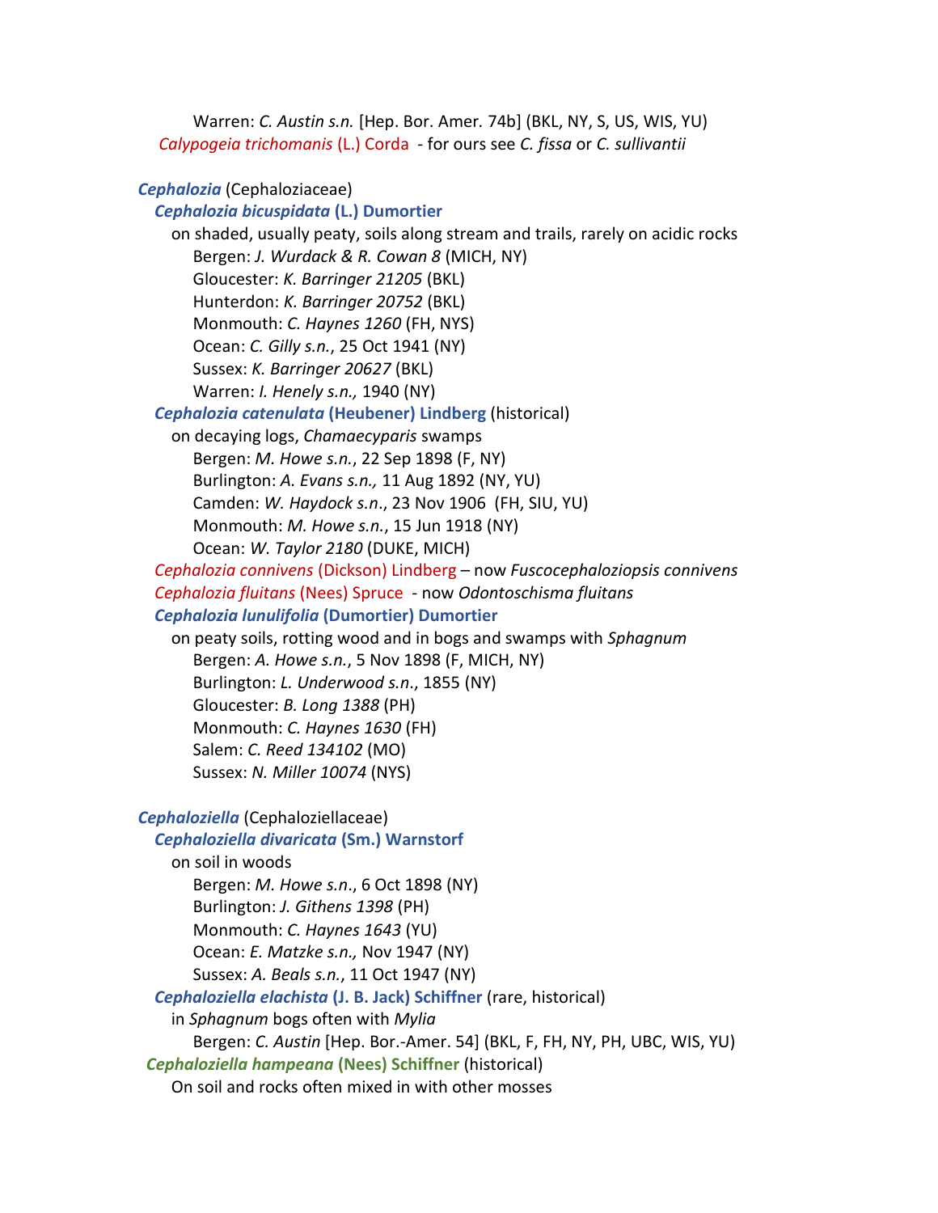Warren: *C. Austin s.n.* [Hep. Bor. Amer. 74b] (BKL, NY, S, US, WIS, YU)

*Calypogeia trichomanis* (L.) Corda - for ours see *C. fissa* or *C. sullivantii*

***Cephalozia*** (Cephaloziaceae)

***Cephalozia bicuspidata* (L.) Dumortier**

on shaded, usually peaty, soils along stream and trails, rarely on acidic rocks

Bergen: *J. Wurdack & R. Cowan 8* (MICH, NY)
Gloucester: *K. Barringer 21205* (BKL)
Hunterdon: *K. Barringer 20752* (BKL)
Monmouth: *C. Haynes 1260* (FH, NYS)
Ocean: *C. Gilly s.n.*, 25 Oct 1941 (NY)
Sussex: *K. Barringer 20627* (BKL)
Warren: *I. Henely s.n.,* 1940 (NY)

***Cephalozia catenulata* (Heubener) Lindberg** (historical)

on decaying logs, *Chamaecyparis* swamps

Bergen: *M. Howe s.n.*, 22 Sep 1898 (F, NY)
Burlington: *A. Evans s.n.,* 11 Aug 1892 (NY, YU)
Camden: *W. Haydock s.n*., 23 Nov 1906 (FH, SIU, YU)
Monmouth: *M. Howe s.n.*, 15 Jun 1918 (NY)
Ocean: *W. Taylor 2180* (DUKE, MICH)

*Cephalozia connivens* (Dickson) Lindberg – now *Fuscocephaloziopsis connivens*

*Cephalozia fluitans* (Nees) Spruce - now *Odontoschisma fluitans*

***Cephalozia lunulifolia* (Dumortier) Dumortier**

on peaty soils, rotting wood and in bogs and swamps with *Sphagnum*

Bergen: *A. Howe s.n.*, 5 Nov 1898 (F, MICH, NY)
Burlington: *L. Underwood s.n*., 1855 (NY)
Gloucester: *B. Long 1388* (PH)
Monmouth: *C. Haynes 1630* (FH)
Salem: *C. Reed 134102* (MO)
Sussex: *N. Miller 10074* (NYS)

***Cephaloziella*** (Cephaloziellaceae)

***Cephaloziella divaricata* (Sm.) Warnstorf**

on soil in woods

Bergen: *M. Howe s.n*., 6 Oct 1898 (NY)
Burlington: *J. Githens 1398* (PH)
Monmouth: *C. Haynes 1643* (YU)
Ocean: *E. Matzke s.n.,* Nov 1947 (NY)
Sussex: *A. Beals s.n.*, 11 Oct 1947 (NY)

***Cephaloziella elachista* (J. B. Jack) Schiffner** (rare, historical)

in *Sphagnum* bogs often with *Mylia*

Bergen: *C. Austin* [Hep. Bor.-Amer. 54] (BKL, F, FH, NY, PH, UBC, WIS, YU)

***Cephaloziella hampeana* (Nees) Schiffner** (historical)

On soil and rocks often mixed in with other mosses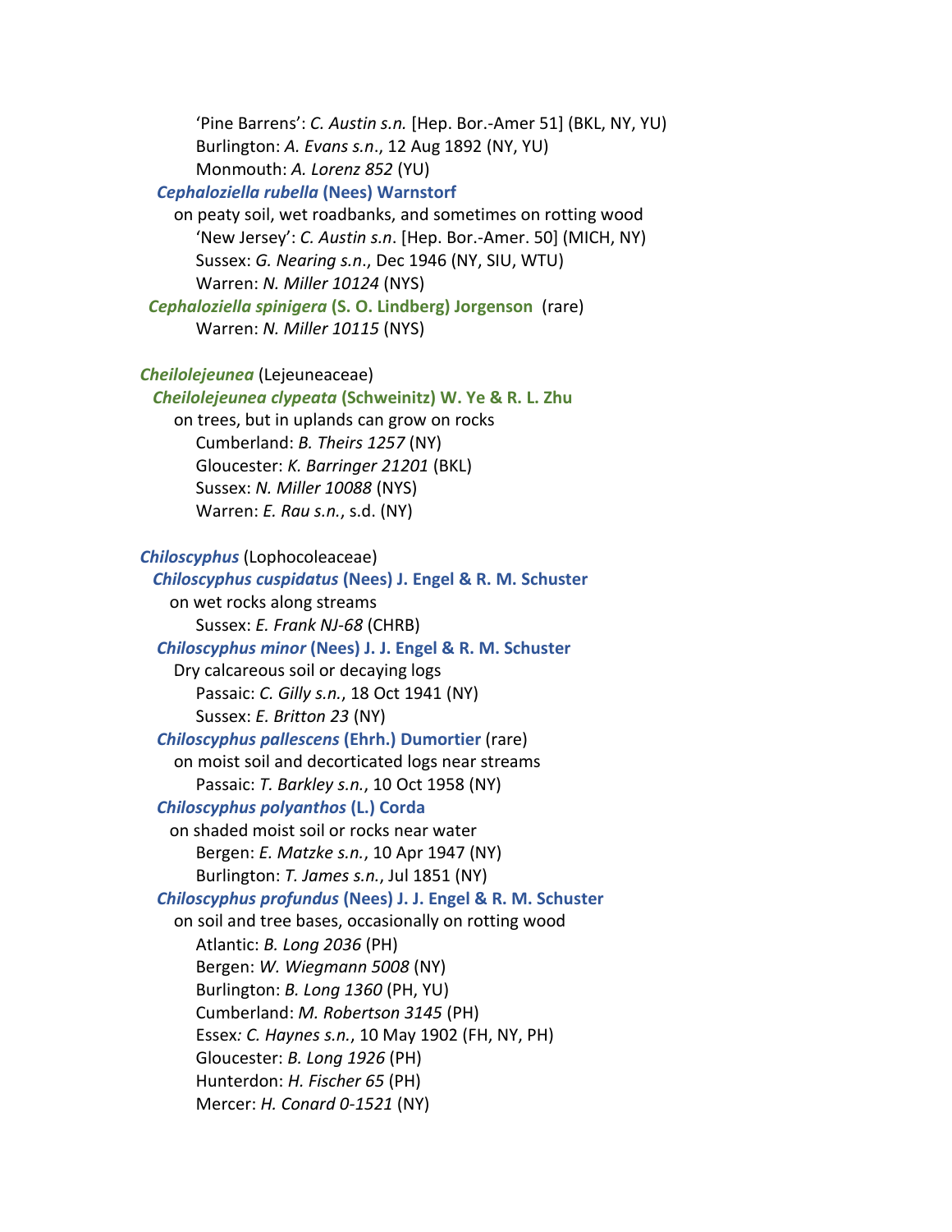'Pine Barrens': *C. Austin s.n.* [Hep. Bor.-Amer 51] (BKL, NY, YU)
Burlington: *A. Evans s.n.*, 12 Aug 1892 (NY, YU)
Monmouth: *A. Lorenz 852* (YU)

***Cephaloziella rubella* (Nees) Warnstorf**
on peaty soil, wet roadbanks, and sometimes on rotting wood
'New Jersey': *C. Austin s.n*. [Hep. Bor.-Amer. 50] (MICH, NY)
Sussex: *G. Nearing s.n.*, Dec 1946 (NY, SIU, WTU)
Warren: *N. Miller 10124* (NYS)

***Cephaloziella spinigera* (S. O. Lindberg) Jorgenson** (rare)
Warren: *N. Miller 10115* (NYS)

***Cheilolejeunea*** (Lejeuneaceae)

***Cheilolejeunea clypeata* (Schweinitz) W. Ye & R. L. Zhu**
on trees, but in uplands can grow on rocks
Cumberland: *B. Theirs 1257* (NY)
Gloucester: *K. Barringer 21201* (BKL)
Sussex: *N. Miller 10088* (NYS)
Warren: *E. Rau s.n.*, s.d. (NY)

***Chiloscyphus*** (Lophocoleaceae)

***Chiloscyphus cuspidatus* (Nees) J. Engel & R. M. Schuster**
on wet rocks along streams
Sussex: *E. Frank NJ-68* (CHRB)

***Chiloscyphus minor* (Nees) J. J. Engel & R. M. Schuster**
Dry calcareous soil or decaying logs
Passaic: *C. Gilly s.n.*, 18 Oct 1941 (NY)
Sussex: *E. Britton 23* (NY)

***Chiloscyphus pallescens* (Ehrh.) Dumortier** (rare)
on moist soil and decorticated logs near streams
Passaic: *T. Barkley s.n.*, 10 Oct 1958 (NY)

***Chiloscyphus polyanthos* (L.) Corda**
on shaded moist soil or rocks near water
Bergen: *E. Matzke s.n.*, 10 Apr 1947 (NY)
Burlington: *T. James s.n.*, Jul 1851 (NY)

***Chiloscyphus profundus* (Nees) J. J. Engel & R. M. Schuster**
on soil and tree bases, occasionally on rotting wood
Atlantic: *B. Long 2036* (PH)
Bergen: *W. Wiegmann 5008* (NY)
Burlington: *B. Long 1360* (PH, YU)
Cumberland: *M. Robertson 3145* (PH)
Essex*: C. Haynes s.n.*, 10 May 1902 (FH, NY, PH)
Gloucester: *B. Long 1926* (PH)
Hunterdon: *H. Fischer 65* (PH)
Mercer: *H. Conard 0-1521* (NY)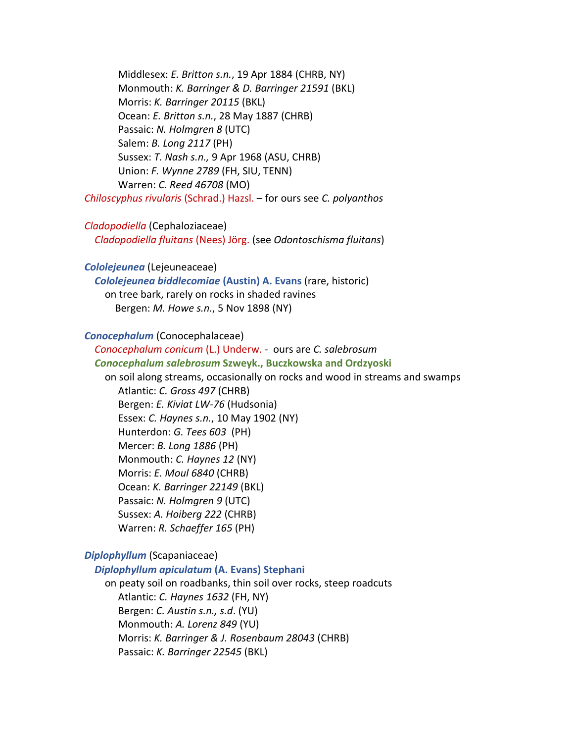Middlesex: *E. Britton s.n.*, 19 Apr 1884 (CHRB, NY)
Monmouth: *K. Barringer & D. Barringer 21591* (BKL)
Morris: *K. Barringer 20115* (BKL)
Ocean: *E. Britton s.n.*, 28 May 1887 (CHRB)
Passaic: *N. Holmgren 8* (UTC)
Salem: *B. Long 2117* (PH)
Sussex: *T. Nash s.n.,* 9 Apr 1968 (ASU, CHRB)
Union: *F. Wynne 2789* (FH, SIU, TENN)
Warren: *C. Reed 46708* (MO)

*Chiloscyphus rivularis* (Schrad.) Hazsl. – for ours see *C. polyanthos*

*Cladopodiella* (Cephaloziaceae)

*Cladopodiella fluitans* (Nees) Jörg. (see *Odontoschisma fluitans*)

***Cololejeunea*** (Lejeuneaceae)

***Cololejeunea biddlecomiae* (Austin) A. Evans** (rare, historic)
on tree bark, rarely on rocks in shaded ravines
Bergen: *M. Howe s.n.*, 5 Nov 1898 (NY)

***Conocephalum*** (Conocephalaceae)

*Conocephalum conicum* (L.) Underw. - ours are *C. salebrosum*

***Conocephalum salebrosum* Szweyk., Buczkowska and Ordzyoski**
on soil along streams, occasionally on rocks and wood in streams and swamps
Atlantic: *C. Gross 497* (CHRB)
Bergen: *E. Kiviat LW-76* (Hudsonia)
Essex: *C. Haynes s.n.*, 10 May 1902 (NY)
Hunterdon: *G. Tees 603* (PH)
Mercer: *B. Long 1886* (PH)
Monmouth: *C. Haynes 12* (NY)
Morris: *E. Moul 6840* (CHRB)
Ocean: *K. Barringer 22149* (BKL)
Passaic: *N. Holmgren 9* (UTC)
Sussex: *A. Hoiberg 222* (CHRB)
Warren: *R. Schaeffer 165* (PH)

***Diplophyllum*** (Scapaniaceae)

***Diplophyllum apiculatum* (A. Evans) Stephani**
on peaty soil on roadbanks, thin soil over rocks, steep roadcuts
Atlantic: *C. Haynes 1632* (FH, NY)
Bergen: *C. Austin s.n., s.d*. (YU)
Monmouth: *A. Lorenz 849* (YU)
Morris: *K. Barringer & J. Rosenbaum 28043* (CHRB)
Passaic: *K. Barringer 22545* (BKL)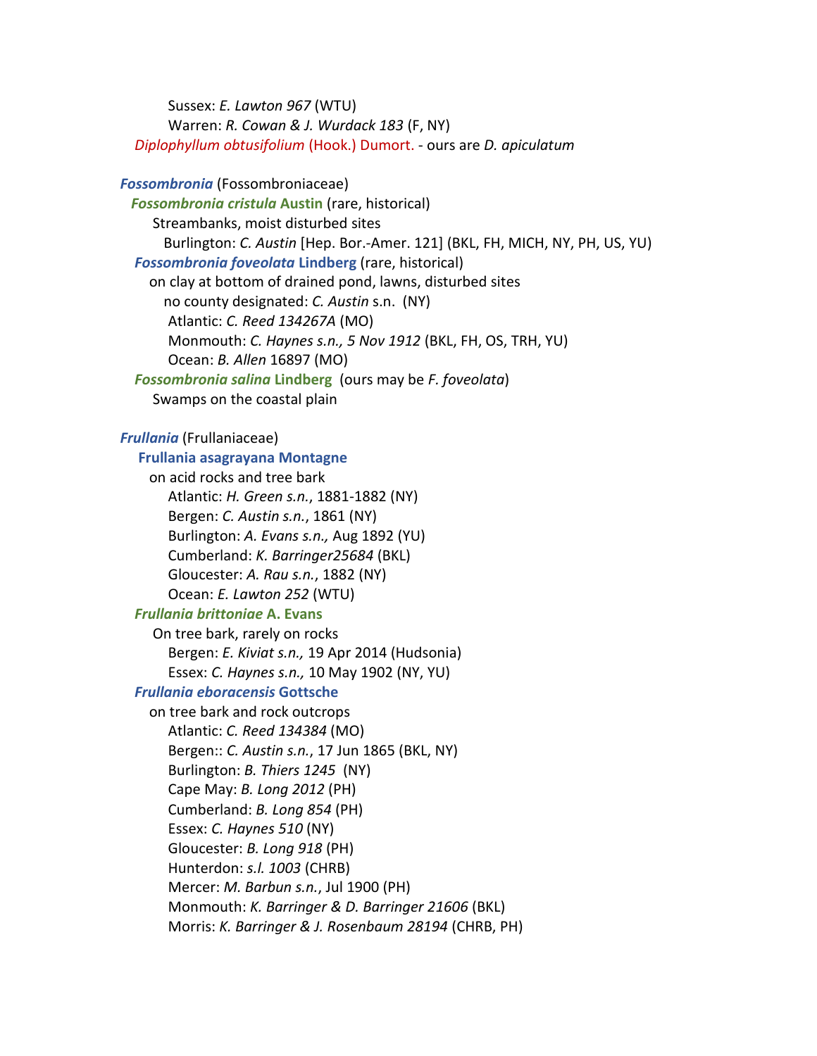Sussex: *E. Lawton 967* (WTU)

Warren: *R. Cowan & J. Wurdack 183* (F, NY)

*Diplophyllum obtusifolium* (Hook.) Dumort. - ours are *D. apiculatum*

***Fossombronia*** (Fossombroniaceae)

***Fossombronia cristula* Austin** (rare, historical)

Streambanks, moist disturbed sites

Burlington: *C. Austin* [Hep. Bor.-Amer. 121] (BKL, FH, MICH, NY, PH, US, YU)

***Fossombronia foveolata* Lindberg** (rare, historical)

on clay at bottom of drained pond, lawns, disturbed sites

no county designated: *C. Austin* s.n. (NY)

Atlantic: *C. Reed 134267A* (MO)

Monmouth: *C. Haynes s.n., 5 Nov 1912* (BKL, FH, OS, TRH, YU)

Ocean: *B. Allen* 16897 (MO)

***Fossombronia salina* Lindberg** (ours may be *F. foveolata*)

Swamps on the coastal plain

***Frullania*** (Frullaniaceae)

**Frullania asagrayana Montagne**

on acid rocks and tree bark

Atlantic: *H. Green s.n.*, 1881-1882 (NY)

Bergen: *C. Austin s.n.*, 1861 (NY)

Burlington: *A. Evans s.n.,* Aug 1892 (YU)

Cumberland: *K. Barringer25684* (BKL)

Gloucester: *A. Rau s.n.*, 1882 (NY)

Ocean: *E. Lawton 252* (WTU)

***Frullania brittoniae* A. Evans**

On tree bark, rarely on rocks

Bergen: *E. Kiviat s.n.,* 19 Apr 2014 (Hudsonia)

Essex: *C. Haynes s.n.,* 10 May 1902 (NY, YU)

***Frullania eboracensis* Gottsche**

on tree bark and rock outcrops

Atlantic: *C. Reed 134384* (MO)

Bergen:: *C. Austin s.n.*, 17 Jun 1865 (BKL, NY)

Burlington: *B. Thiers 1245* (NY)

Cape May: *B. Long 2012* (PH)

Cumberland: *B. Long 854* (PH)

Essex: *C. Haynes 510* (NY)

Gloucester: *B. Long 918* (PH)

Hunterdon: *s.l. 1003* (CHRB)

Mercer: *M. Barbun s.n.*, Jul 1900 (PH)

Monmouth: *K. Barringer & D. Barringer 21606* (BKL)

Morris: *K. Barringer & J. Rosenbaum 28194* (CHRB, PH)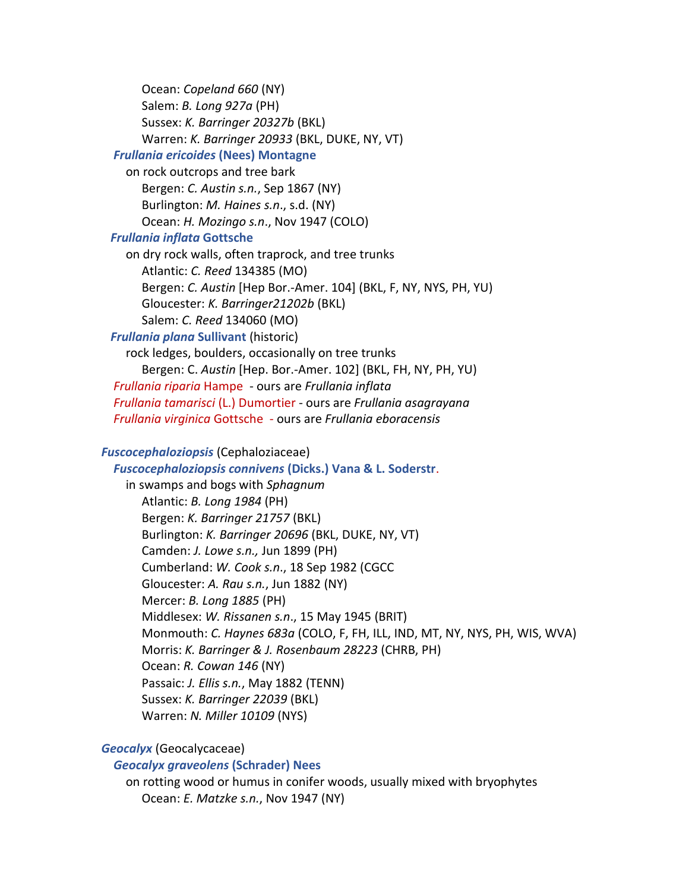Ocean: *Copeland 660* (NY)
Salem: *B. Long 927a* (PH)
Sussex: *K. Barringer 20327b* (BKL)
Warren: *K. Barringer 20933* (BKL, DUKE, NY, VT)

***Frullania ericoides* (Nees) Montagne**

on rock outcrops and tree bark

Bergen: *C. Austin s.n.*, Sep 1867 (NY)
Burlington: *M. Haines s.n*., s.d. (NY)
Ocean: *H. Mozingo s.n*., Nov 1947 (COLO)

***Frullania inflata* Gottsche**

on dry rock walls, often traprock, and tree trunks

Atlantic: *C. Reed* 134385 (MO)
Bergen: *C. Austin* [Hep Bor.-Amer. 104] (BKL, F, NY, NYS, PH, YU)
Gloucester: *K. Barringer21202b* (BKL)
Salem: *C. Reed* 134060 (MO)

***Frullania plana* Sullivant** (historic)

rock ledges, boulders, occasionally on tree trunks

Bergen: C. *Austin* [Hep. Bor.-Amer. 102] (BKL, FH, NY, PH, YU)

*Frullania riparia* Hampe - ours are *Frullania inflata*
*Frullania tamarisci* (L.) Dumortier - ours are *Frullania asagrayana*
*Frullania virginica* Gottsche - ours are *Frullania eboracensis*

***Fuscocephaloziopsis*** (Cephaloziaceae)

***Fuscocephaloziopsis connivens* (Dicks.) Vana & L. Soderstr.**

in swamps and bogs with *Sphagnum*

Atlantic: *B. Long 1984* (PH)
Bergen: *K. Barringer 21757* (BKL)
Burlington: *K. Barringer 20696* (BKL, DUKE, NY, VT)
Camden: *J. Lowe s.n.,* Jun 1899 (PH)
Cumberland: *W. Cook s.n*., 18 Sep 1982 (CGCC
Gloucester: *A. Rau s.n.*, Jun 1882 (NY)
Mercer: *B. Long 1885* (PH)
Middlesex: *W. Rissanen s.n*., 15 May 1945 (BRIT)
Monmouth: *C. Haynes 683a* (COLO, F, FH, ILL, IND, MT, NY, NYS, PH, WIS, WVA)
Morris: *K. Barringer & J. Rosenbaum 28223* (CHRB, PH)
Ocean: *R. Cowan 146* (NY)
Passaic: *J. Ellis s.n.*, May 1882 (TENN)
Sussex: *K. Barringer 22039* (BKL)
Warren: *N. Miller 10109* (NYS)

***Geocalyx*** (Geocalycaceae)

***Geocalyx graveolens* (Schrader) Nees**

on rotting wood or humus in conifer woods, usually mixed with bryophytes

Ocean: *E. Matzke s.n.*, Nov 1947 (NY)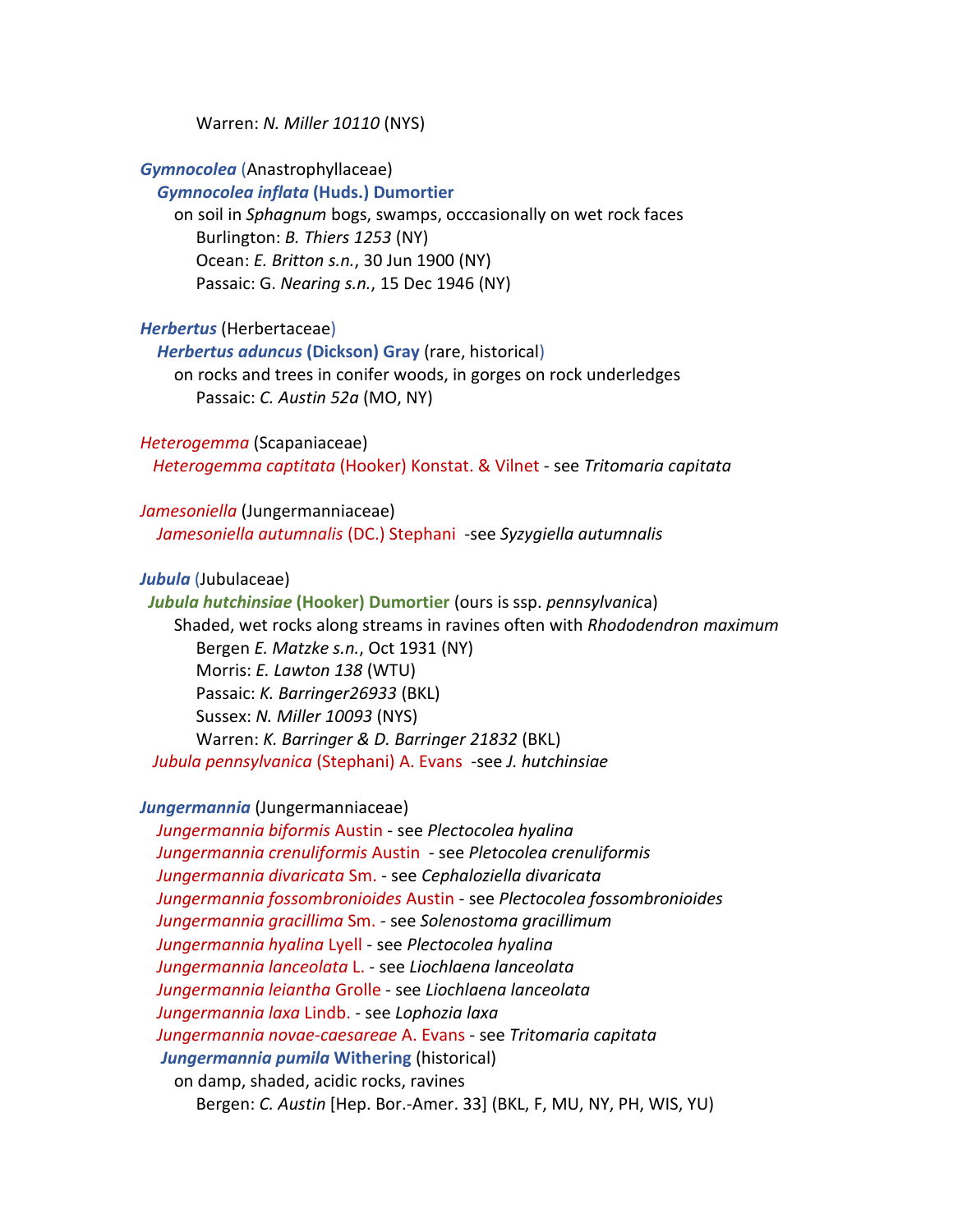Warren: *N. Miller 10110* (NYS)

***Gymnocolea*** (Anastrophyllaceae)

***Gymnocolea inflata* (Huds.) Dumortier**

on soil in *Sphagnum* bogs, swamps, occcasionally on wet rock faces

Burlington: *B. Thiers 1253* (NY)

Ocean: *E. Britton s.n.*, 30 Jun 1900 (NY)

Passaic: G. *Nearing s.n.*, 15 Dec 1946 (NY)

***Herbertus*** (Herbertaceae)

***Herbertus aduncus* (Dickson) Gray** (rare, historical)

on rocks and trees in conifer woods, in gorges on rock underledges

Passaic: *C. Austin 52a* (MO, NY)

*Heterogemma* (Scapaniaceae)

*Heterogemma captitata* (Hooker) Konstat. & Vilnet - see *Tritomaria capitata*

*Jamesoniella* (Jungermanniaceae)

*Jamesoniella autumnalis* (DC.) Stephani -see *Syzygiella autumnalis*

***Jubula*** (Jubulaceae)

***Jubula hutchinsiae* (Hooker) Dumortier** (ours is ssp. *pennsylvanica*)

Shaded, wet rocks along streams in ravines often with *Rhododendron maximum*

Bergen *E. Matzke s.n.*, Oct 1931 (NY)

Morris: *E. Lawton 138* (WTU)

Passaic: *K. Barringer26933* (BKL)

Sussex: *N. Miller 10093* (NYS)

Warren: *K. Barringer & D. Barringer 21832* (BKL)

*Jubula pennsylvanica* (Stephani) A. Evans -see *J. hutchinsiae*

***Jungermannia*** (Jungermanniaceae)

*Jungermannia biformis* Austin - see *Plectocolea hyalina*

*Jungermannia crenuliformis* Austin - see *Pletocolea crenuliformis*

*Jungermannia divaricata* Sm. - see *Cephaloziella divaricata*

*Jungermannia fossombronioides* Austin - see *Plectocolea fossombronioides*

*Jungermannia gracillima* Sm. - see *Solenostoma gracillimum*

*Jungermannia hyalina* Lyell - see *Plectocolea hyalina*

*Jungermannia lanceolata* L. - see *Liochlaena lanceolata*

*Jungermannia leiantha* Grolle - see *Liochlaena lanceolata*

*Jungermannia laxa* Lindb. - see *Lophozia laxa*

*Jungermannia novae-caesareae* A. Evans - see *Tritomaria capitata*

***Jungermannia pumila* Withering** (historical)

on damp, shaded, acidic rocks, ravines

Bergen: *C. Austin* [Hep. Bor.-Amer. 33] (BKL, F, MU, NY, PH, WIS, YU)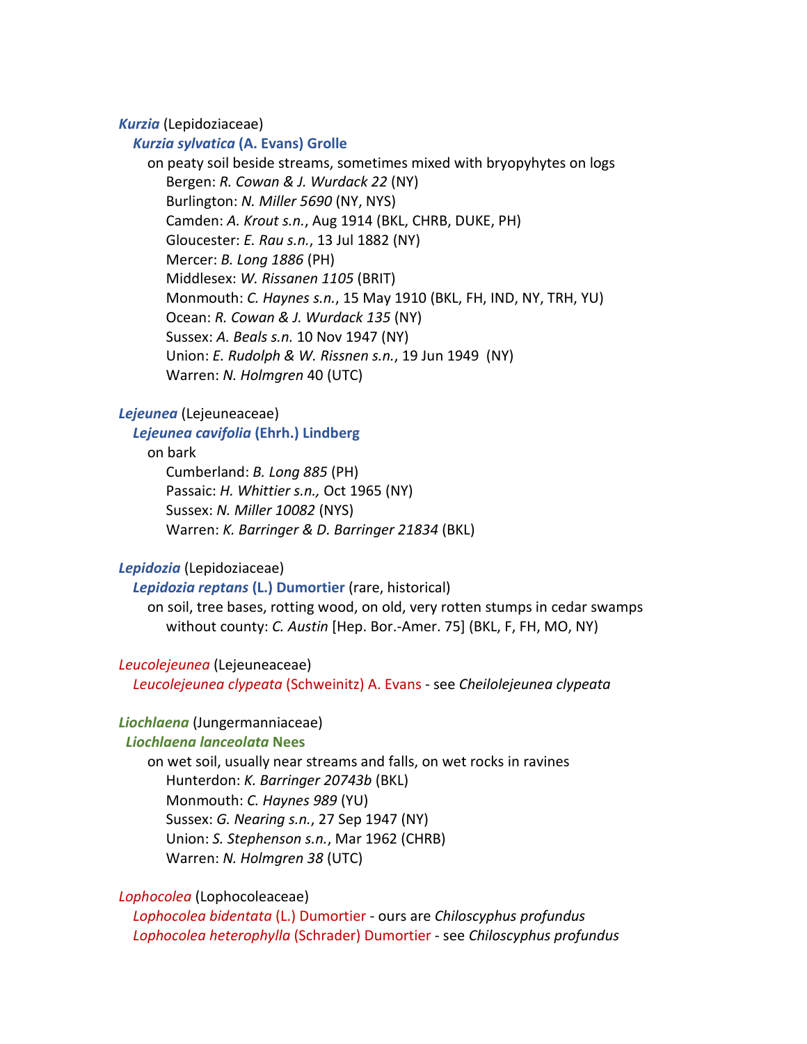***Kurzia*** (Lepidoziaceae)

***Kurzia sylvatica* (A. Evans) Grolle**

on peaty soil beside streams, sometimes mixed with bryopyhytes on logs

Bergen: *R. Cowan & J. Wurdack 22* (NY)
Burlington: *N. Miller 5690* (NY, NYS)
Camden: *A. Krout s.n.*, Aug 1914 (BKL, CHRB, DUKE, PH)
Gloucester: *E. Rau s.n.*, 13 Jul 1882 (NY)
Mercer: *B. Long 1886* (PH)
Middlesex: *W. Rissanen 1105* (BRIT)
Monmouth: *C. Haynes s.n.*, 15 May 1910 (BKL, FH, IND, NY, TRH, YU)
Ocean: *R. Cowan & J. Wurdack 135* (NY)
Sussex: *A. Beals s.n.* 10 Nov 1947 (NY)
Union: *E. Rudolph & W. Rissnen s.n.*, 19 Jun 1949 (NY)
Warren: *N. Holmgren* 40 (UTC)

***Lejeunea*** (Lejeuneaceae)

***Lejeunea cavifolia* (Ehrh.) Lindberg**

on bark

Cumberland: *B. Long 885* (PH)
Passaic: *H. Whittier s.n.,* Oct 1965 (NY)
Sussex: *N. Miller 10082* (NYS)
Warren: *K. Barringer & D. Barringer 21834* (BKL)

***Lepidozia*** (Lepidoziaceae)

***Lepidozia reptans* (L.) Dumortier** (rare, historical)

on soil, tree bases, rotting wood, on old, very rotten stumps in cedar swamps

without county: *C. Austin* [Hep. Bor.-Amer. 75] (BKL, F, FH, MO, NY)

*Leucolejeunea* (Lejeuneaceae)

*Leucolejeunea clypeata* (Schweinitz) A. Evans - see *Cheilolejeunea clypeata*

***Liochlaena*** (Jungermanniaceae)

***Liochlaena lanceolata* Nees**

on wet soil, usually near streams and falls, on wet rocks in ravines

Hunterdon: *K. Barringer 20743b* (BKL)
Monmouth: *C. Haynes 989* (YU)
Sussex: *G. Nearing s.n.*, 27 Sep 1947 (NY)
Union: *S. Stephenson s.n.*, Mar 1962 (CHRB)
Warren: *N. Holmgren 38* (UTC)

*Lophocolea* (Lophocoleaceae)

*Lophocolea bidentata* (L.) Dumortier - ours are *Chiloscyphus profundus*

*Lophocolea heterophylla* (Schrader) Dumortier - see *Chiloscyphus profundus*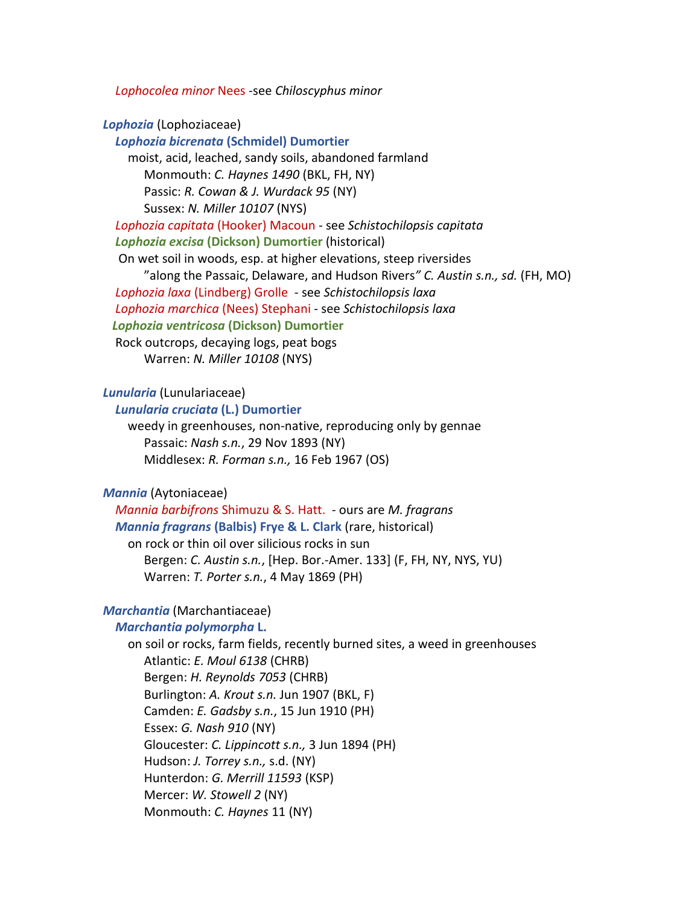*Lophocolea minor* Nees -see *Chiloscyphus minor*

***Lophozia*** (Lophoziaceae)

***Lophozia bicrenata* (Schmidel) Dumortier**

moist, acid, leached, sandy soils, abandoned farmland

Monmouth: *C. Haynes 1490* (BKL, FH, NY)

Passic: *R. Cowan & J. Wurdack 95* (NY)

Sussex: *N. Miller 10107* (NYS)

*Lophozia capitata* (Hooker) Macoun - see *Schistochilopsis capitata*

***Lophozia excisa* (Dickson) Dumortier** (historical)

On wet soil in woods, esp. at higher elevations, steep riversides

"along the Passaic, Delaware, and Hudson Rivers" *C. Austin s.n., sd.* (FH, MO)

*Lophozia laxa* (Lindberg) Grolle - see *Schistochilopsis laxa*

*Lophozia marchica* (Nees) Stephani - see *Schistochilopsis laxa*

***Lophozia ventricosa* (Dickson) Dumortier**

Rock outcrops, decaying logs, peat bogs

Warren: *N. Miller 10108* (NYS)

***Lunularia*** (Lunulariaceae)

***Lunularia cruciata* (L.) Dumortier**

weedy in greenhouses, non-native, reproducing only by gennae

Passaic: *Nash s.n.*, 29 Nov 1893 (NY)

Middlesex: *R. Forman s.n.,* 16 Feb 1967 (OS)

***Mannia*** (Aytoniaceae)

*Mannia barbifrons* Shimuzu & S. Hatt. - ours are *M. fragrans*

***Mannia fragrans* (Balbis) Frye & L. Clark** (rare, historical)

on rock or thin oil over silicious rocks in sun

Bergen: *C. Austin s.n.*, [Hep. Bor.-Amer. 133] (F, FH, NY, NYS, YU)

Warren: *T. Porter s.n.*, 4 May 1869 (PH)

***Marchantia*** (Marchantiaceae)

***Marchantia polymorpha* L.**

on soil or rocks, farm fields, recently burned sites, a weed in greenhouses

Atlantic: *E. Moul 6138* (CHRB)

Bergen: *H. Reynolds 7053* (CHRB)

Burlington: *A. Krout s.n.* Jun 1907 (BKL, F)

Camden: *E. Gadsby s.n.*, 15 Jun 1910 (PH)

Essex: *G. Nash 910* (NY)

Gloucester: *C. Lippincott s.n.,* 3 Jun 1894 (PH)

Hudson: *J. Torrey s.n.,* s.d. (NY)

Hunterdon: *G. Merrill 11593* (KSP)

Mercer: *W. Stowell 2* (NY)

Monmouth: *C. Haynes* 11 (NY)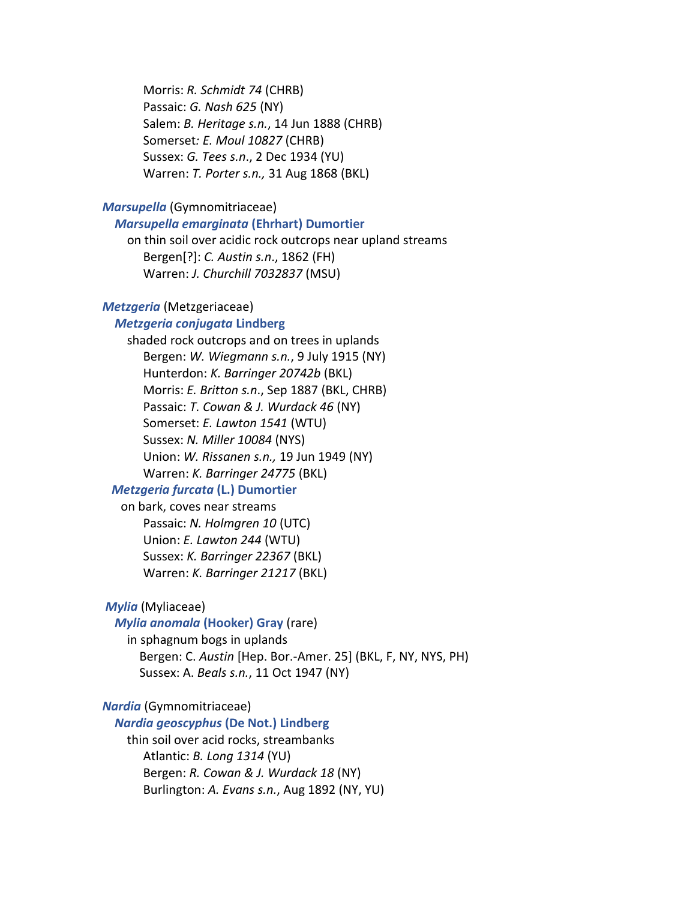Morris: *R. Schmidt 74* (CHRB)
Passaic: *G. Nash 625* (NY)
Salem: *B. Heritage s.n.*, 14 Jun 1888 (CHRB)
Somerset*: E. Moul 10827* (CHRB)
Sussex: *G. Tees s.n*., 2 Dec 1934 (YU)
Warren: *T. Porter s.n.,* 31 Aug 1868 (BKL)

***Marsupella*** (Gymnomitriaceae)

***Marsupella emarginata* (Ehrhart) Dumortier**

on thin soil over acidic rock outcrops near upland streams
Bergen[?]: *C. Austin s.n*., 1862 (FH)
Warren: *J. Churchill 7032837* (MSU)

***Metzgeria*** (Metzgeriaceae)

***Metzgeria conjugata* Lindberg**

shaded rock outcrops and on trees in uplands
Bergen: *W. Wiegmann s.n.*, 9 July 1915 (NY)
Hunterdon: *K. Barringer 20742b* (BKL)
Morris: *E. Britton s.n*., Sep 1887 (BKL, CHRB)
Passaic: *T. Cowan & J. Wurdack 46* (NY)
Somerset: *E. Lawton 1541* (WTU)
Sussex: *N. Miller 10084* (NYS)
Union: *W. Rissanen s.n.,* 19 Jun 1949 (NY)
Warren: *K. Barringer 24775* (BKL)

***Metzgeria furcata* (L.) Dumortier**

on bark, coves near streams
Passaic: *N. Holmgren 10* (UTC)
Union: *E. Lawton 244* (WTU)
Sussex: *K. Barringer 22367* (BKL)
Warren: *K. Barringer 21217* (BKL)

***Mylia*** (Myliaceae)

***Mylia anomala* (Hooker) Gray** (rare)

in sphagnum bogs in uplands
Bergen: C. *Austin* [Hep. Bor.-Amer. 25] (BKL, F, NY, NYS, PH)
Sussex: A. *Beals s.n.*, 11 Oct 1947 (NY)

***Nardia*** (Gymnomitriaceae)

***Nardia geoscyphus* (De Not.) Lindberg**

thin soil over acid rocks, streambanks
Atlantic: *B. Long 1314* (YU)
Bergen: *R. Cowan & J. Wurdack 18* (NY)
Burlington: *A. Evans s.n.*, Aug 1892 (NY, YU)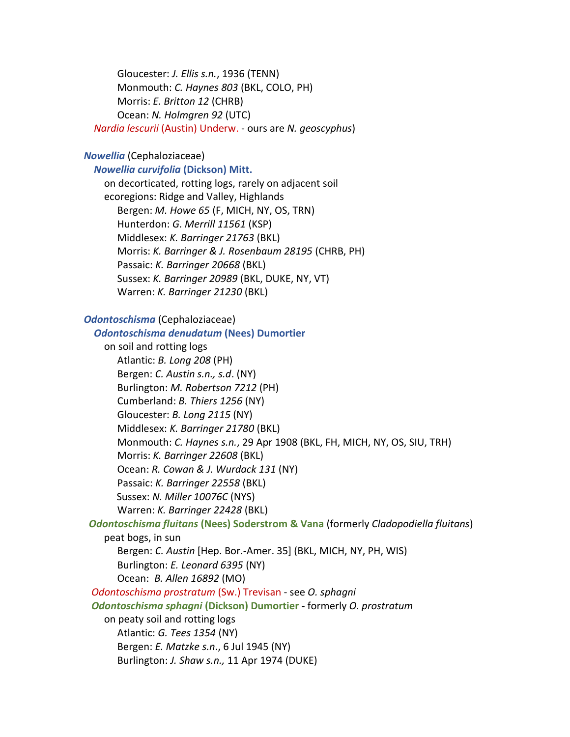Gloucester: *J. Ellis s.n.*, 1936 (TENN)
Monmouth: *C. Haynes 803* (BKL, COLO, PH)
Morris: *E. Britton 12* (CHRB)
Ocean: *N. Holmgren 92* (UTC)

*Nardia lescurii* (Austin) Underw. - ours are *N. geoscyphus*)

***Nowellia*** (Cephaloziaceae)

***Nowellia curvifolia* (Dickson) Mitt.**

on decorticated, rotting logs, rarely on adjacent soil
ecoregions: Ridge and Valley, Highlands

Bergen: *M. Howe 65* (F, MICH, NY, OS, TRN)
Hunterdon: *G. Merrill 11561* (KSP)
Middlesex: *K. Barringer 21763* (BKL)
Morris: *K. Barringer & J. Rosenbaum 28195* (CHRB, PH)
Passaic: *K. Barringer 20668* (BKL)
Sussex: *K. Barringer 20989* (BKL, DUKE, NY, VT)
Warren: *K. Barringer 21230* (BKL)

***Odontoschisma*** (Cephaloziaceae)

***Odontoschisma denudatum* (Nees) Dumortier**

on soil and rotting logs

Atlantic: *B. Long 208* (PH)
Bergen: *C. Austin s.n., s.d*. (NY)
Burlington: *M. Robertson 7212* (PH)
Cumberland: *B. Thiers 1256* (NY)
Gloucester: *B. Long 2115* (NY)
Middlesex: *K. Barringer 21780* (BKL)
Monmouth: *C. Haynes s.n.*, 29 Apr 1908 (BKL, FH, MICH, NY, OS, SIU, TRH)
Morris: *K. Barringer 22608* (BKL)
Ocean: *R. Cowan & J. Wurdack 131* (NY)
Passaic: *K. Barringer 22558* (BKL)
Sussex: *N. Miller 10076C* (NYS)
Warren: *K. Barringer 22428* (BKL)

***Odontoschisma fluitans* (Nees) Soderstrom & Vana** (formerly *Cladopodiella fluitans*)

peat bogs, in sun

Bergen: *C. Austin* [Hep. Bor.-Amer. 35] (BKL, MICH, NY, PH, WIS)
Burlington: *E. Leonard 6395* (NY)
Ocean: *B. Allen 16892* (MO)

*Odontoschisma prostratum* (Sw.) Trevisan - see *O. sphagni*

***Odontoschisma sphagni* (Dickson) Dumortier** - formerly *O. prostratum*

on peaty soil and rotting logs

Atlantic: *G. Tees 1354* (NY)
Bergen: *E. Matzke s.n*., 6 Jul 1945 (NY)
Burlington: *J. Shaw s.n.,* 11 Apr 1974 (DUKE)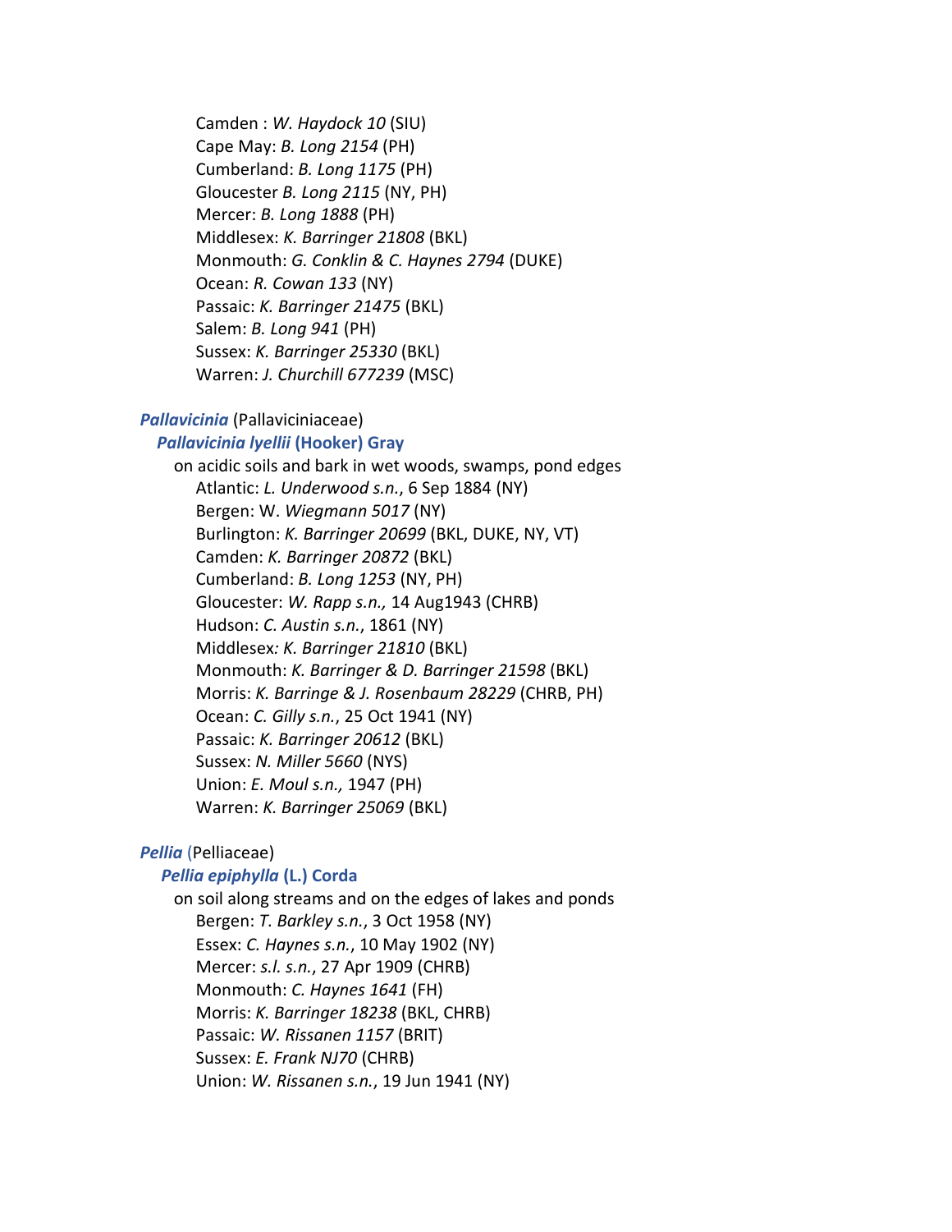Camden : *W. Haydock 10* (SIU)  
Cape May: *B. Long 2154* (PH)  
Cumberland: *B. Long 1175* (PH)  
Gloucester *B. Long 2115* (NY, PH)  
Mercer: *B. Long 1888* (PH)  
Middlesex: *K. Barringer 21808* (BKL)  
Monmouth: *G. Conklin & C. Haynes 2794* (DUKE)  
Ocean: *R. Cowan 133* (NY)  
Passaic: *K. Barringer 21475* (BKL)  
Salem: *B. Long 941* (PH)  
Sussex: *K. Barringer 25330* (BKL)  
Warren: *J. Churchill 677239* (MSC)

***Pallavicinia*** (Pallaviciniaceae)

***Pallavicinia lyellii* (Hooker) Gray**

on acidic soils and bark in wet woods, swamps, pond edges  
Atlantic: *L. Underwood s.n.*, 6 Sep 1884 (NY)  
Bergen: W. *Wiegmann 5017* (NY)  
Burlington: *K. Barringer 20699* (BKL, DUKE, NY, VT)  
Camden: *K. Barringer 20872* (BKL)  
Cumberland: *B. Long 1253* (NY, PH)  
Gloucester: *W. Rapp s.n.,* 14 Aug1943 (CHRB)  
Hudson: *C. Austin s.n.*, 1861 (NY)  
Middlesex*: K. Barringer 21810* (BKL)  
Monmouth: *K. Barringer & D. Barringer 21598* (BKL)  
Morris: *K. Barringe & J. Rosenbaum 28229* (CHRB, PH)  
Ocean: *C. Gilly s.n.*, 25 Oct 1941 (NY)  
Passaic: *K. Barringer 20612* (BKL)  
Sussex: *N. Miller 5660* (NYS)  
Union: *E. Moul s.n.,* 1947 (PH)  
Warren: *K. Barringer 25069* (BKL)

***Pellia*** (Pelliaceae)

***Pellia epiphylla* (L.) Corda**

on soil along streams and on the edges of lakes and ponds  
Bergen: *T. Barkley s.n.*, 3 Oct 1958 (NY)  
Essex: *C. Haynes s.n.*, 10 May 1902 (NY)  
Mercer: *s.l. s.n.*, 27 Apr 1909 (CHRB)  
Monmouth: *C. Haynes 1641* (FH)  
Morris: *K. Barringer 18238* (BKL, CHRB)  
Passaic: *W. Rissanen 1157* (BRIT)  
Sussex: *E. Frank NJ70* (CHRB)  
Union: *W. Rissanen s.n.*, 19 Jun 1941 (NY)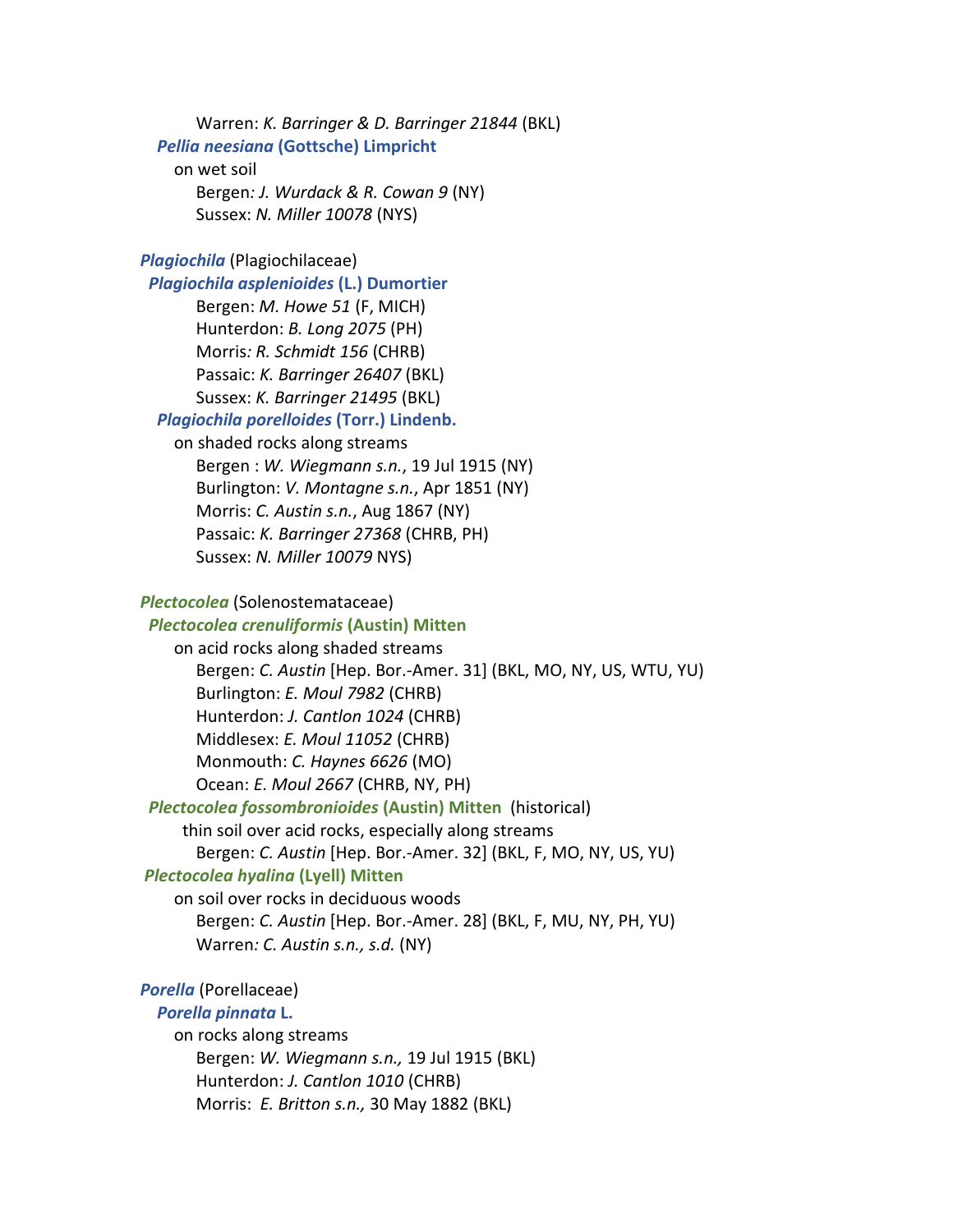Warren: *K. Barringer & D. Barringer 21844* (BKL)

***Pellia neesiana* (Gottsche) Limpricht**

on wet soil

Bergen*: J. Wurdack & R. Cowan 9* (NY)
Sussex: *N. Miller 10078* (NYS)

***Plagiochila*** (Plagiochilaceae)

***Plagiochila asplenioides* (L.) Dumortier**

Bergen: *M. Howe 51* (F, MICH)
Hunterdon: *B. Long 2075* (PH)
Morris*: R. Schmidt 156* (CHRB)
Passaic: *K. Barringer 26407* (BKL)
Sussex: *K. Barringer 21495* (BKL)

***Plagiochila porelloides* (Torr.) Lindenb.**

on shaded rocks along streams

Bergen : *W. Wiegmann s.n.*, 19 Jul 1915 (NY)
Burlington: *V. Montagne s.n.*, Apr 1851 (NY)
Morris: *C. Austin s.n.*, Aug 1867 (NY)
Passaic: *K. Barringer 27368* (CHRB, PH)
Sussex: *N. Miller 10079* NYS)

***Plectocolea*** (Solenostemataceae)

***Plectocolea crenuliformis* (Austin) Mitten**

on acid rocks along shaded streams

Bergen: *C. Austin* [Hep. Bor.-Amer. 31] (BKL, MO, NY, US, WTU, YU)
Burlington: *E. Moul 7982* (CHRB)
Hunterdon: *J. Cantlon 1024* (CHRB)
Middlesex: *E. Moul 11052* (CHRB)
Monmouth: *C. Haynes 6626* (MO)
Ocean: *E. Moul 2667* (CHRB, NY, PH)

***Plectocolea fossombronioides* (Austin) Mitten** (historical)

thin soil over acid rocks, especially along streams

Bergen: *C. Austin* [Hep. Bor.-Amer. 32] (BKL, F, MO, NY, US, YU)

***Plectocolea hyalina* (Lyell) Mitten**

on soil over rocks in deciduous woods

Bergen: *C. Austin* [Hep. Bor.-Amer. 28] (BKL, F, MU, NY, PH, YU)
Warren*: C. Austin s.n., s.d.* (NY)

***Porella*** (Porellaceae)

***Porella pinnata* L.**

on rocks along streams

Bergen: *W. Wiegmann s.n.,* 19 Jul 1915 (BKL)
Hunterdon: *J. Cantlon 1010* (CHRB)
Morris: *E. Britton s.n.,* 30 May 1882 (BKL)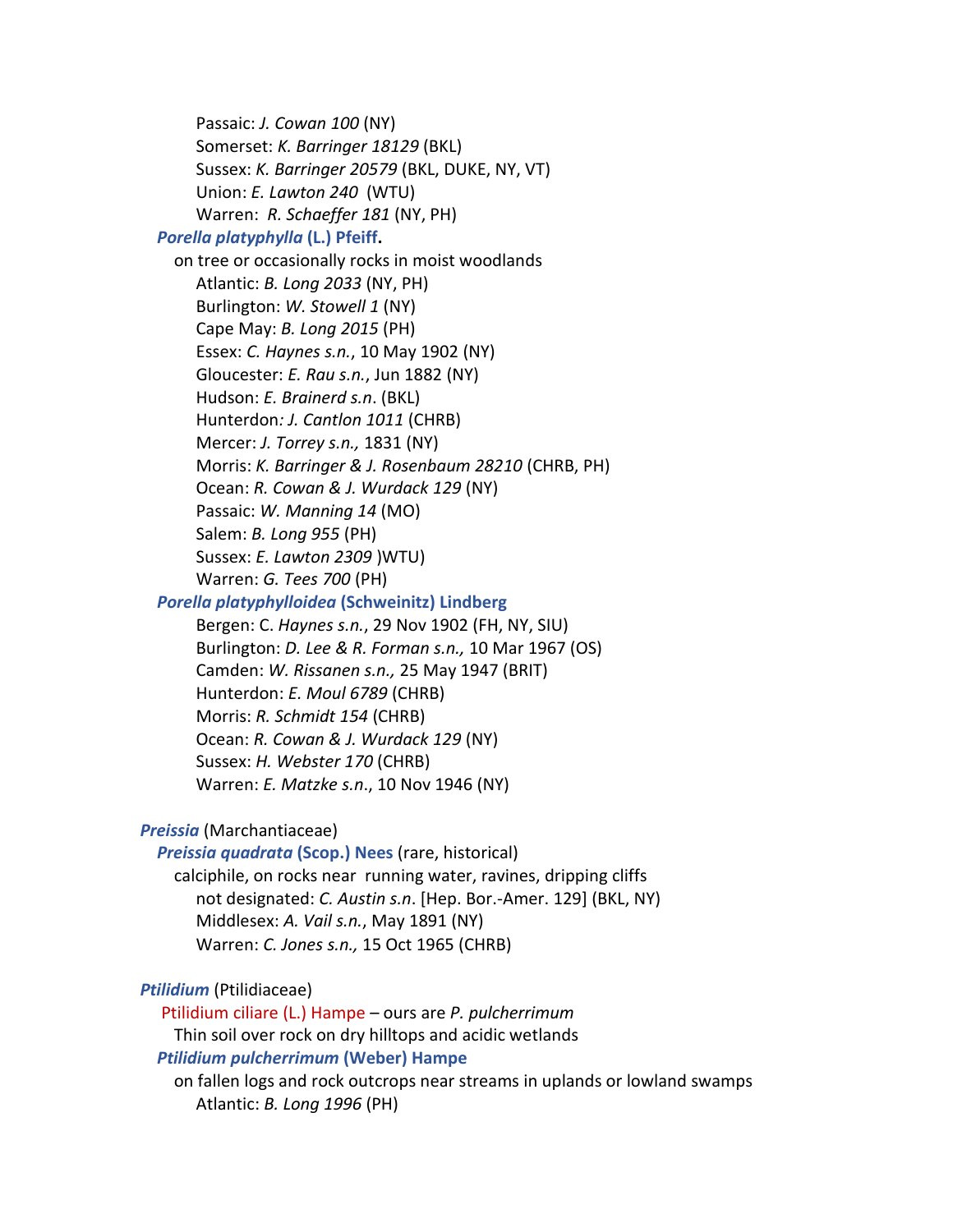Passaic: *J. Cowan 100* (NY)
Somerset: *K. Barringer 18129* (BKL)
Sussex: *K. Barringer 20579* (BKL, DUKE, NY, VT)
Union: *E. Lawton 240* (WTU)
Warren: *R. Schaeffer 181* (NY, PH)

***Porella platyphylla* (L.) Pfeiff.**

on tree or occasionally rocks in moist woodlands

Atlantic: *B. Long 2033* (NY, PH)
Burlington: *W. Stowell 1* (NY)
Cape May: *B. Long 2015* (PH)
Essex: *C. Haynes s.n.*, 10 May 1902 (NY)
Gloucester: *E. Rau s.n.*, Jun 1882 (NY)
Hudson: *E. Brainerd s.n*. (BKL)
Hunterdon*: J. Cantlon 1011* (CHRB)
Mercer: *J. Torrey s.n.,* 1831 (NY)
Morris: *K. Barringer & J. Rosenbaum 28210* (CHRB, PH)
Ocean: *R. Cowan & J. Wurdack 129* (NY)
Passaic: *W. Manning 14* (MO)
Salem: *B. Long 955* (PH)
Sussex: *E. Lawton 2309* )WTU)
Warren: *G. Tees 700* (PH)

***Porella platyphylloidea* (Schweinitz) Lindberg**

Bergen: C. *Haynes s.n.*, 29 Nov 1902 (FH, NY, SIU)
Burlington: *D. Lee & R. Forman s.n.,* 10 Mar 1967 (OS)
Camden: *W. Rissanen s.n.,* 25 May 1947 (BRIT)
Hunterdon: *E. Moul 6789* (CHRB)
Morris: *R. Schmidt 154* (CHRB)
Ocean: *R. Cowan & J. Wurdack 129* (NY)
Sussex: *H. Webster 170* (CHRB)
Warren: *E. Matzke s.n*., 10 Nov 1946 (NY)

***Preissia*** (Marchantiaceae)

***Preissia quadrata* (Scop.) Nees** (rare, historical)

calciphile, on rocks near running water, ravines, dripping cliffs

not designated: *C. Austin s.n*. [Hep. Bor.-Amer. 129] (BKL, NY)
Middlesex: *A. Vail s.n.*, May 1891 (NY)
Warren: *C. Jones s.n.,* 15 Oct 1965 (CHRB)

***Ptilidium*** (Ptilidiaceae)

Ptilidium ciliare (L.) Hampe – ours are *P. pulcherrimum*

Thin soil over rock on dry hilltops and acidic wetlands

***Ptilidium pulcherrimum* (Weber) Hampe**

on fallen logs and rock outcrops near streams in uplands or lowland swamps

Atlantic: *B. Long 1996* (PH)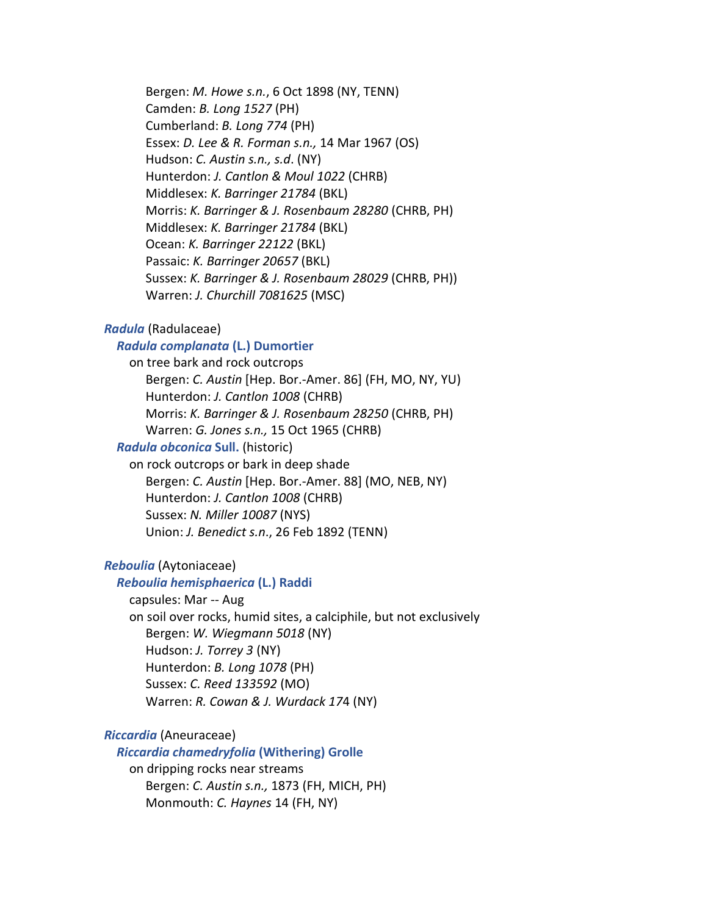Bergen: *M. Howe s.n.*, 6 Oct 1898 (NY, TENN)
Camden: *B. Long 1527* (PH)
Cumberland: *B. Long 774* (PH)
Essex: *D. Lee & R. Forman s.n.,* 14 Mar 1967 (OS)
Hudson: *C. Austin s.n., s.d*. (NY)
Hunterdon: *J. Cantlon & Moul 1022* (CHRB)
Middlesex: *K. Barringer 21784* (BKL)
Morris: *K. Barringer & J. Rosenbaum 28280* (CHRB, PH)
Middlesex: *K. Barringer 21784* (BKL)
Ocean: *K. Barringer 22122* (BKL)
Passaic: *K. Barringer 20657* (BKL)
Sussex: *K. Barringer & J. Rosenbaum 28029* (CHRB, PH))
Warren: *J. Churchill 7081625* (MSC)

***Radula*** (Radulaceae)

***Radula complanata* (L.) Dumortier**
on tree bark and rock outcrops
Bergen: *C. Austin* [Hep. Bor.-Amer. 86] (FH, MO, NY, YU)
Hunterdon: *J. Cantlon 1008* (CHRB)
Morris: *K. Barringer & J. Rosenbaum 28250* (CHRB, PH)
Warren: *G. Jones s.n.,* 15 Oct 1965 (CHRB)

***Radula obconica* Sull.** (historic)
on rock outcrops or bark in deep shade
Bergen: *C. Austin* [Hep. Bor.-Amer. 88] (MO, NEB, NY)
Hunterdon: *J. Cantlon 1008* (CHRB)
Sussex: *N. Miller 10087* (NYS)
Union: *J. Benedict s.n*., 26 Feb 1892 (TENN)

***Reboulia*** (Aytoniaceae)

***Reboulia hemisphaerica* (L.) Raddi**
capsules: Mar -- Aug
on soil over rocks, humid sites, a calciphile, but not exclusively
Bergen: *W. Wiegmann 5018* (NY)
Hudson: *J. Torrey 3* (NY)
Hunterdon: *B. Long 1078* (PH)
Sussex: *C. Reed 133592* (MO)
Warren: *R. Cowan & J. Wurdack 17*4 (NY)

***Riccardia*** (Aneuraceae)

***Riccardia chamedryfolia* (Withering) Grolle**
on dripping rocks near streams
Bergen: *C. Austin s.n.,* 1873 (FH, MICH, PH)
Monmouth: *C. Haynes* 14 (FH, NY)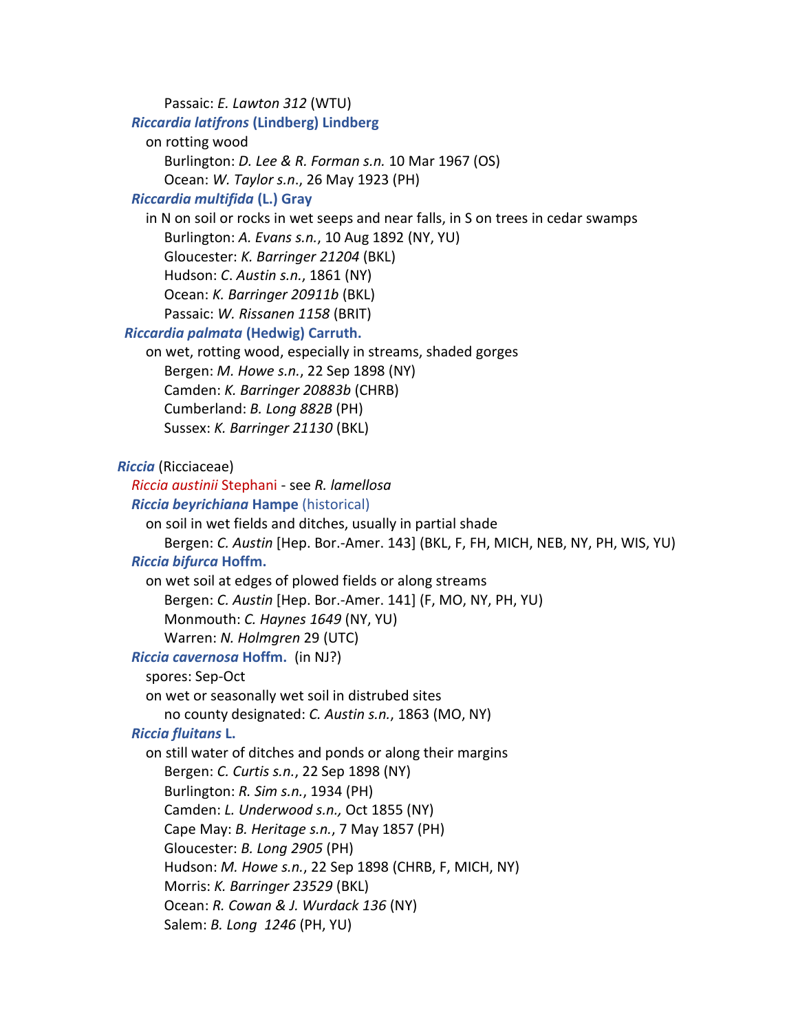Passaic: *E. Lawton 312* (WTU)

***Riccardia latifrons* (Lindberg) Lindberg**

on rotting wood

Burlington: *D. Lee & R. Forman s.n.* 10 Mar 1967 (OS)

Ocean: *W. Taylor s.n*., 26 May 1923 (PH)

***Riccardia multifida* (L.) Gray**

in N on soil or rocks in wet seeps and near falls, in S on trees in cedar swamps

Burlington: *A. Evans s.n.*, 10 Aug 1892 (NY, YU)

Gloucester: *K. Barringer 21204* (BKL)

Hudson: *C. Austin s.n.*, 1861 (NY)

Ocean: *K. Barringer 20911b* (BKL)

Passaic: *W. Rissanen 1158* (BRIT)

***Riccardia palmata* (Hedwig) Carruth.**

on wet, rotting wood, especially in streams, shaded gorges

Bergen: *M. Howe s.n.*, 22 Sep 1898 (NY)

Camden: *K. Barringer 20883b* (CHRB)

Cumberland: *B. Long 882B* (PH)

Sussex: *K. Barringer 21130* (BKL)

***Riccia*** (Ricciaceae)

*Riccia austinii* Stephani - see *R. lamellosa*

***Riccia beyrichiana* Hampe** (historical)

on soil in wet fields and ditches, usually in partial shade

Bergen: *C. Austin* [Hep. Bor.-Amer. 143] (BKL, F, FH, MICH, NEB, NY, PH, WIS, YU)

***Riccia bifurca* Hoffm.**

on wet soil at edges of plowed fields or along streams

Bergen: *C. Austin* [Hep. Bor.-Amer. 141] (F, MO, NY, PH, YU)

Monmouth: *C. Haynes 1649* (NY, YU)

Warren: *N. Holmgren* 29 (UTC)

***Riccia cavernosa* Hoffm.** (in NJ?)

spores: Sep-Oct

on wet or seasonally wet soil in distrubed sites

no county designated: *C. Austin s.n.*, 1863 (MO, NY)

***Riccia fluitans* L.**

on still water of ditches and ponds or along their margins

Bergen: *C. Curtis s.n.*, 22 Sep 1898 (NY)

Burlington: *R. Sim s.n.*, 1934 (PH)

Camden: *L. Underwood s.n.,* Oct 1855 (NY)

Cape May: *B. Heritage s.n.*, 7 May 1857 (PH)

Gloucester: *B. Long 2905* (PH)

Hudson: *M. Howe s.n.*, 22 Sep 1898 (CHRB, F, MICH, NY)

Morris: *K. Barringer 23529* (BKL)

Ocean: *R. Cowan & J. Wurdack 136* (NY)

Salem: *B. Long 1246* (PH, YU)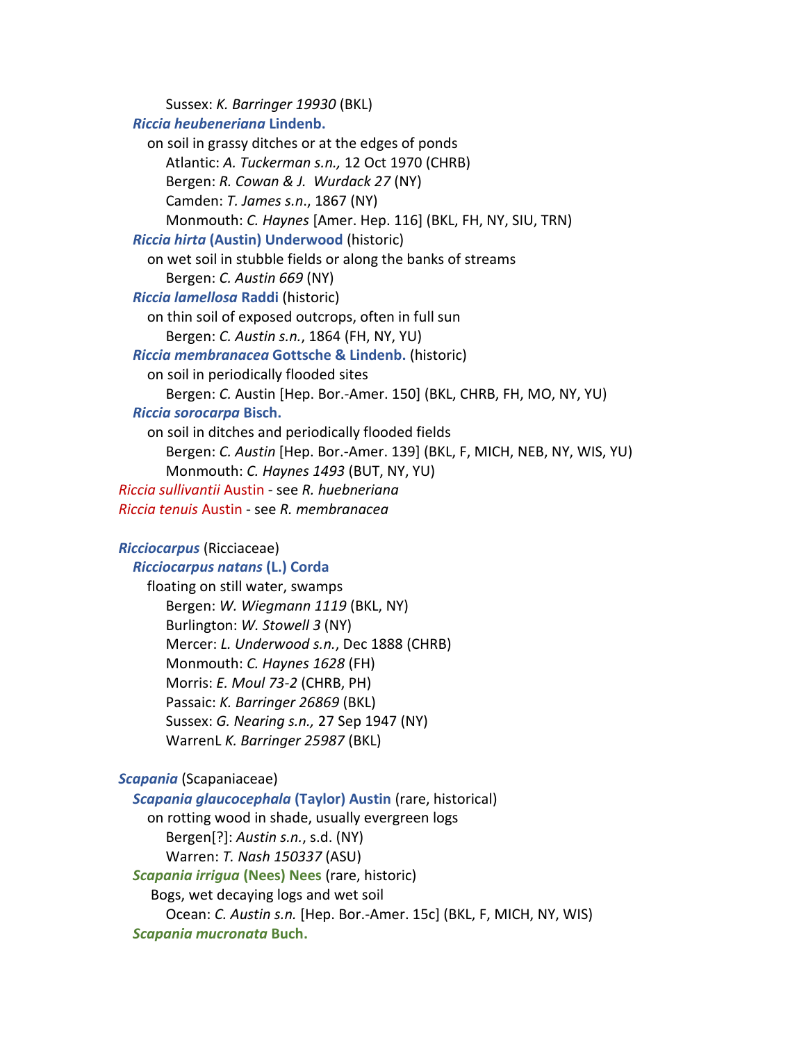Sussex: *K. Barringer 19930* (BKL)

***Riccia heubeneriana* Lindenb.**

on soil in grassy ditches or at the edges of ponds

Atlantic: *A. Tuckerman s.n.,* 12 Oct 1970 (CHRB)
Bergen: *R. Cowan & J. Wurdack 27* (NY)
Camden: *T. James s.n*., 1867 (NY)
Monmouth: *C. Haynes* [Amer. Hep. 116] (BKL, FH, NY, SIU, TRN)

***Riccia hirta* (Austin) Underwood** (historic)

on wet soil in stubble fields or along the banks of streams

Bergen: *C. Austin 669* (NY)

***Riccia lamellosa* Raddi** (historic)

on thin soil of exposed outcrops, often in full sun

Bergen: *C. Austin s.n.*, 1864 (FH, NY, YU)

***Riccia membranacea* Gottsche & Lindenb.** (historic)

on soil in periodically flooded sites

Bergen: *C.* Austin [Hep. Bor.-Amer. 150] (BKL, CHRB, FH, MO, NY, YU)

***Riccia sorocarpa* Bisch.**

on soil in ditches and periodically flooded fields

Bergen: *C. Austin* [Hep. Bor.-Amer. 139] (BKL, F, MICH, NEB, NY, WIS, YU)
Monmouth: *C. Haynes 1493* (BUT, NY, YU)

*Riccia sullivantii* Austin - see *R. huebneriana*
*Riccia tenuis* Austin - see *R. membranacea*

***Ricciocarpus*** (Ricciaceae)

***Ricciocarpus natans* (L.) Corda**

floating on still water, swamps

Bergen: *W. Wiegmann 1119* (BKL, NY)
Burlington: *W. Stowell 3* (NY)
Mercer: *L. Underwood s.n.*, Dec 1888 (CHRB)
Monmouth: *C. Haynes 1628* (FH)
Morris: *E. Moul 73-2* (CHRB, PH)
Passaic: *K. Barringer 26869* (BKL)
Sussex: *G. Nearing s.n.,* 27 Sep 1947 (NY)
WarrenL *K. Barringer 25987* (BKL)

***Scapania*** (Scapaniaceae)

***Scapania glaucocephala* (Taylor) Austin** (rare, historical)

on rotting wood in shade, usually evergreen logs

Bergen[?]: *Austin s.n.*, s.d. (NY)
Warren: *T. Nash 150337* (ASU)

***Scapania irrigua* (Nees) Nees** (rare, historic)

Bogs, wet decaying logs and wet soil

Ocean: *C. Austin s.n.* [Hep. Bor.-Amer. 15c] (BKL, F, MICH, NY, WIS)

***Scapania mucronata* Buch.**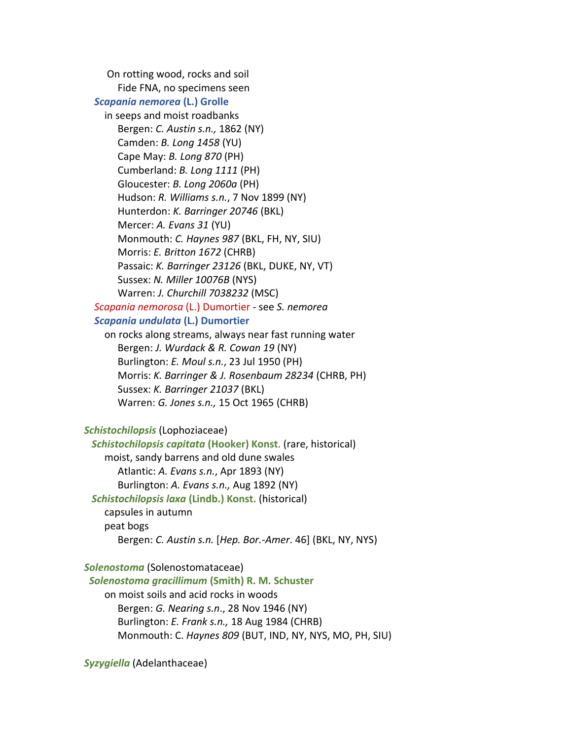On rotting wood, rocks and soil

Fide FNA, no specimens seen

***Scapania nemorea* (L.) Grolle**

in seeps and moist roadbanks

Bergen: *C. Austin s.n.,* 1862 (NY)

Camden: *B. Long 1458* (YU)

Cape May: *B. Long 870* (PH)

Cumberland: *B. Long 1111* (PH)

Gloucester: *B. Long 2060a* (PH)

Hudson: *R. Williams s.n.*, 7 Nov 1899 (NY)

Hunterdon: *K. Barringer 20746* (BKL)

Mercer: *A. Evans 31* (YU)

Monmouth: *C. Haynes 987* (BKL, FH, NY, SIU)

Morris: *E. Britton 1672* (CHRB)

Passaic: *K. Barringer 23126* (BKL, DUKE, NY, VT)

Sussex: *N. Miller 10076B* (NYS)

Warren: *J. Churchill 7038232* (MSC)

*Scapania nemorosa* (L.) Dumortier - see *S. nemorea*

***Scapania undulata* (L.) Dumortier**

on rocks along streams, always near fast running water

Bergen: *J. Wurdack & R. Cowan 19* (NY)

Burlington: *E. Moul s.n.*, 23 Jul 1950 (PH)

Morris: *K. Barringer & J. Rosenbaum 28234* (CHRB, PH)

Sussex: *K. Barringer 21037* (BKL)

Warren: *G. Jones s.n.,* 15 Oct 1965 (CHRB)

***Schistochilopsis*** (Lophoziaceae)

***Schistochilopsis capitata* (Hooker) Konst.** (rare, historical)

moist, sandy barrens and old dune swales

Atlantic: *A. Evans s.n.*, Apr 1893 (NY)

Burlington: *A. Evans s.n.,* Aug 1892 (NY)

***Schistochilopsis laxa* (Lindb.) Konst.** (historical)

capsules in autumn

peat bogs

Bergen: *C. Austin s.n.* [*Hep. Bor.-Amer*. 46] (BKL, NY, NYS)

***Solenostoma*** (Solenostomataceae)

***Solenostoma gracillimum* (Smith) R. M. Schuster**

on moist soils and acid rocks in woods

Bergen: *G. Nearing s.n*., 28 Nov 1946 (NY)

Burlington: *E. Frank s.n.,* 18 Aug 1984 (CHRB)

Monmouth: C. *Haynes 809* (BUT, IND, NY, NYS, MO, PH, SIU)

***Syzygiella*** (Adelanthaceae)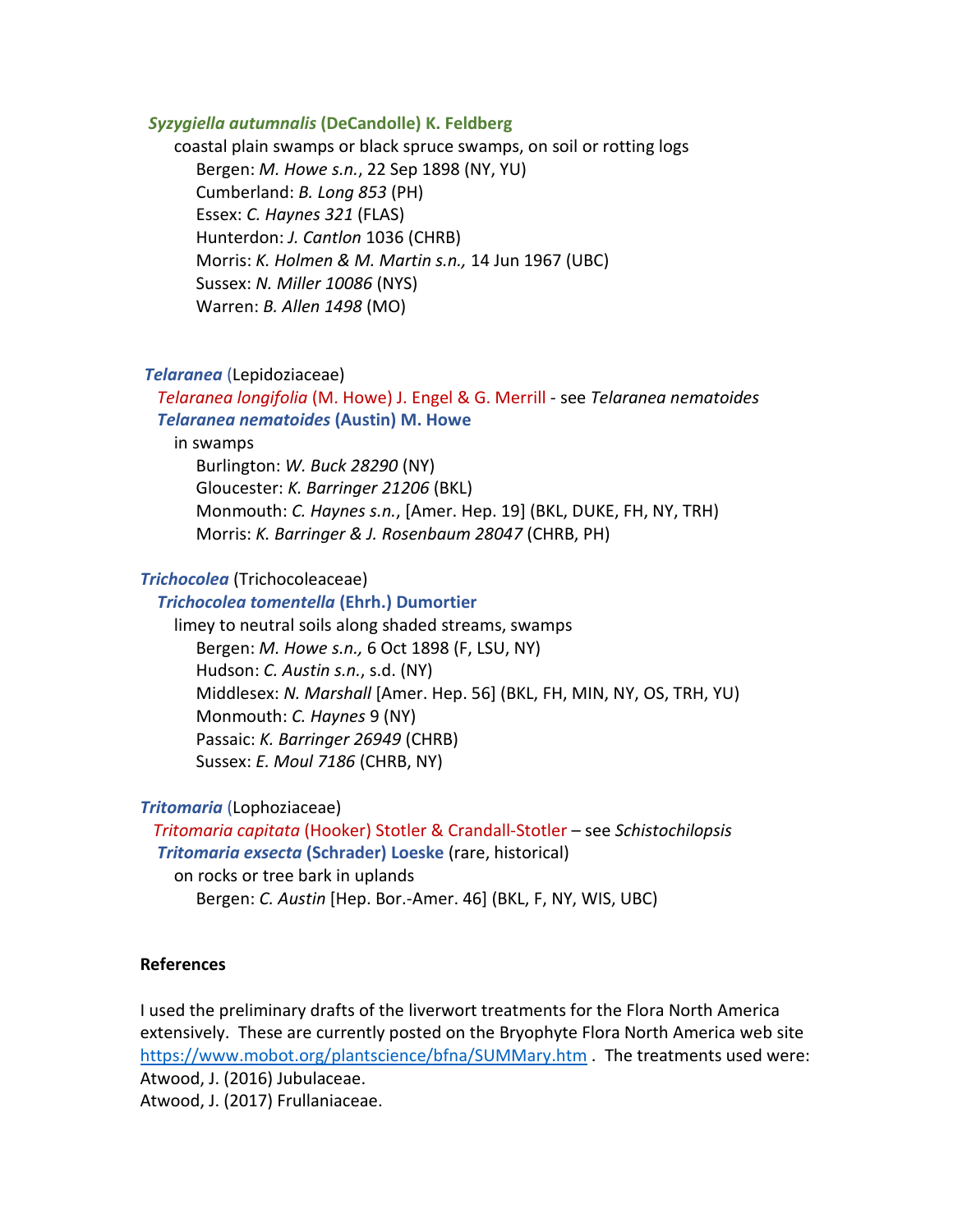***Syzygiella autumnalis*** **(DeCandolle) K. Feldberg**

coastal plain swamps or black spruce swamps, on soil or rotting logs

Bergen: *M. Howe s.n.*, 22 Sep 1898 (NY, YU)
Cumberland: *B. Long 853* (PH)
Essex: *C. Haynes 321* (FLAS)
Hunterdon: *J. Cantlon* 1036 (CHRB)
Morris: *K. Holmen & M. Martin s.n.,* 14 Jun 1967 (UBC)
Sussex: *N. Miller 10086* (NYS)
Warren: *B. Allen 1498* (MO)

***Telaranea*** (Lepidoziaceae)

*Telaranea longifolia* (M. Howe) J. Engel & G. Merrill - see *Telaranea nematoides*

***Telaranea nematoides*** **(Austin) M. Howe**

in swamps

Burlington: *W. Buck 28290* (NY)
Gloucester: *K. Barringer 21206* (BKL)
Monmouth: *C. Haynes s.n.*, [Amer. Hep. 19] (BKL, DUKE, FH, NY, TRH)
Morris: *K. Barringer & J. Rosenbaum 28047* (CHRB, PH)

***Trichocolea*** (Trichocoleaceae)

***Trichocolea tomentella*** **(Ehrh.) Dumortier**

limey to neutral soils along shaded streams, swamps

Bergen: *M. Howe s.n.,* 6 Oct 1898 (F, LSU, NY)
Hudson: *C. Austin s.n.*, s.d. (NY)
Middlesex: *N. Marshall* [Amer. Hep. 56] (BKL, FH, MIN, NY, OS, TRH, YU)
Monmouth: *C. Haynes* 9 (NY)
Passaic: *K. Barringer 26949* (CHRB)
Sussex: *E. Moul 7186* (CHRB, NY)

***Tritomaria*** (Lophoziaceae)

*Tritomaria capitata* (Hooker) Stotler & Crandall-Stotler – see *Schistochilopsis*

***Tritomaria exsecta*** **(Schrader) Loeske** (rare, historical)

on rocks or tree bark in uplands

Bergen: *C. Austin* [Hep. Bor.-Amer. 46] (BKL, F, NY, WIS, UBC)

## References

I used the preliminary drafts of the liverwort treatments for the Flora North America extensively. These are currently posted on the Bryophyte Flora North America web site https://www.mobot.org/plantscience/bfna/SUMMary.htm . The treatments used were:

Atwood, J. (2016) Jubulaceae.
Atwood, J. (2017) Frullaniaceae.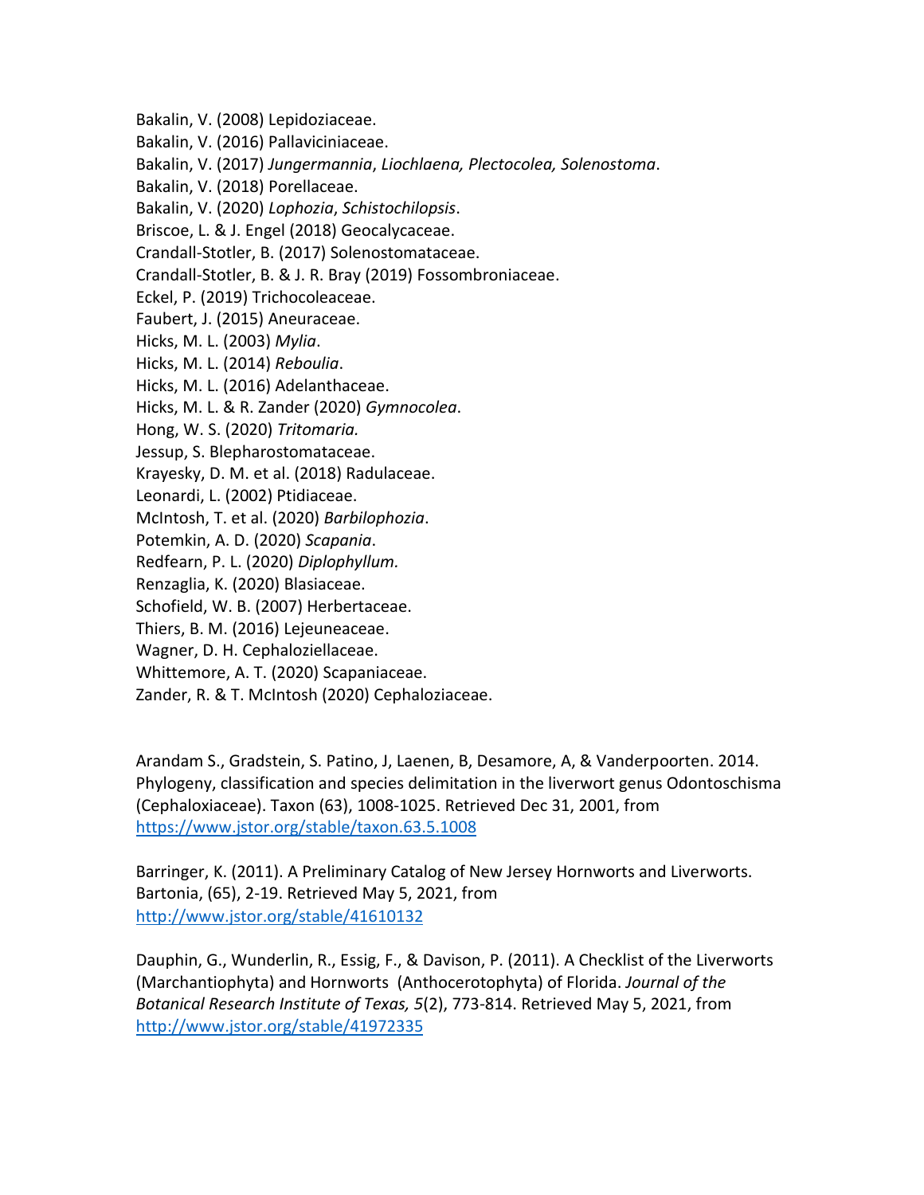Bakalin, V. (2008) Lepidoziaceae.
Bakalin, V. (2016) Pallaviciniaceae.
Bakalin, V. (2017) *Jungermannia*, *Liochlaena, Plectocolea, Solenostoma*.
Bakalin, V. (2018) Porellaceae.
Bakalin, V. (2020) *Lophozia*, *Schistochilopsis*.
Briscoe, L. & J. Engel (2018) Geocalycaceae.
Crandall-Stotler, B. (2017) Solenostomataceae.
Crandall-Stotler, B. & J. R. Bray (2019) Fossombroniaceae.
Eckel, P. (2019) Trichocoleaceae.
Faubert, J. (2015) Aneuraceae.
Hicks, M. L. (2003) *Mylia*.
Hicks, M. L. (2014) *Reboulia*.
Hicks, M. L. (2016) Adelanthaceae.
Hicks, M. L. & R. Zander (2020) *Gymnocolea*.
Hong, W. S. (2020) *Tritomaria.*
Jessup, S. Blepharostomataceae.
Krayesky, D. M. et al. (2018) Radulaceae.
Leonardi, L. (2002) Ptidiaceae.
McIntosh, T. et al. (2020) *Barbilophozia*.
Potemkin, A. D. (2020) *Scapania*.
Redfearn, P. L. (2020) *Diplophyllum.*
Renzaglia, K. (2020) Blasiaceae.
Schofield, W. B. (2007) Herbertaceae.
Thiers, B. M. (2016) Lejeuneaceae.
Wagner, D. H. Cephaloziellaceae.
Whittemore, A. T. (2020) Scapaniaceae.
Zander, R. & T. McIntosh (2020) Cephaloziaceae.

Arandam S., Gradstein, S. Patino, J, Laenen, B, Desamore, A, & Vanderpoorten. 2014. Phylogeny, classification and species delimitation in the liverwort genus Odontoschisma (Cephaloxiaceae). Taxon (63), 1008-1025. Retrieved Dec 31, 2001, from https://www.jstor.org/stable/taxon.63.5.1008

Barringer, K. (2011). A Preliminary Catalog of New Jersey Hornworts and Liverworts. Bartonia, (65), 2-19. Retrieved May 5, 2021, from http://www.jstor.org/stable/41610132

Dauphin, G., Wunderlin, R., Essig, F., & Davison, P. (2011). A Checklist of the Liverworts (Marchantiophyta) and Hornworts (Anthocerotophyta) of Florida. *Journal of the Botanical Research Institute of Texas, 5*(2), 773-814. Retrieved May 5, 2021, from http://www.jstor.org/stable/41972335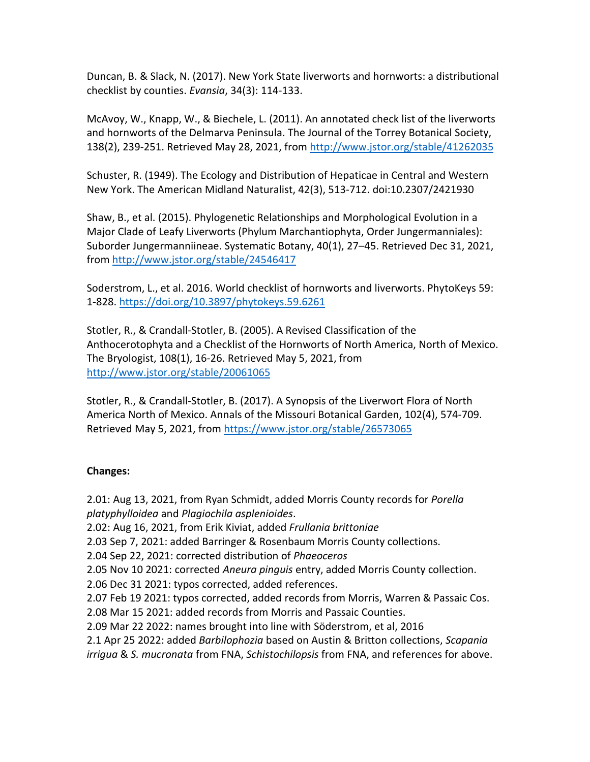Duncan, B. & Slack, N. (2017). New York State liverworts and hornworts: a distributional checklist by counties. *Evansia*, 34(3): 114-133.

McAvoy, W., Knapp, W., & Biechele, L. (2011). An annotated check list of the liverworts and hornworts of the Delmarva Peninsula. The Journal of the Torrey Botanical Society, 138(2), 239-251. Retrieved May 28, 2021, from http://www.jstor.org/stable/41262035

Schuster, R. (1949). The Ecology and Distribution of Hepaticae in Central and Western New York. The American Midland Naturalist, 42(3), 513-712. doi:10.2307/2421930

Shaw, B., et al. (2015). Phylogenetic Relationships and Morphological Evolution in a Major Clade of Leafy Liverworts (Phylum Marchantiophyta, Order Jungermanniales): Suborder Jungermanniineae. Systematic Botany, 40(1), 27–45. Retrieved Dec 31, 2021, from http://www.jstor.org/stable/24546417

Soderstrom, L., et al. 2016. World checklist of hornworts and liverworts. PhytoKeys 59: 1-828. https://doi.org/10.3897/phytokeys.59.6261

Stotler, R., & Crandall-Stotler, B. (2005). A Revised Classification of the Anthocerotophyta and a Checklist of the Hornworts of North America, North of Mexico. The Bryologist, 108(1), 16-26. Retrieved May 5, 2021, from http://www.jstor.org/stable/20061065

Stotler, R., & Crandall-Stotler, B. (2017). A Synopsis of the Liverwort Flora of North America North of Mexico. Annals of the Missouri Botanical Garden, 102(4), 574-709. Retrieved May 5, 2021, from https://www.jstor.org/stable/26573065

**Changes:**

2.01: Aug 13, 2021, from Ryan Schmidt, added Morris County records for *Porella platyphylloidea* and *Plagiochila asplenioides*.
2.02: Aug 16, 2021, from Erik Kiviat, added *Frullania brittoniae*
2.03 Sep 7, 2021: added Barringer & Rosenbaum Morris County collections.
2.04 Sep 22, 2021: corrected distribution of *Phaeoceros*
2.05 Nov 10 2021: corrected *Aneura pinguis* entry, added Morris County collection.
2.06 Dec 31 2021: typos corrected, added references.
2.07 Feb 19 2021: typos corrected, added records from Morris, Warren & Passaic Cos.
2.08 Mar 15 2021: added records from Morris and Passaic Counties.
2.09 Mar 22 2022: names brought into line with Söderstrom, et al, 2016
2.1 Apr 25 2022: added *Barbilophozia* based on Austin & Britton collections, *Scapania irrigua* & *S. mucronata* from FNA, *Schistochilopsis* from FNA, and references for above.